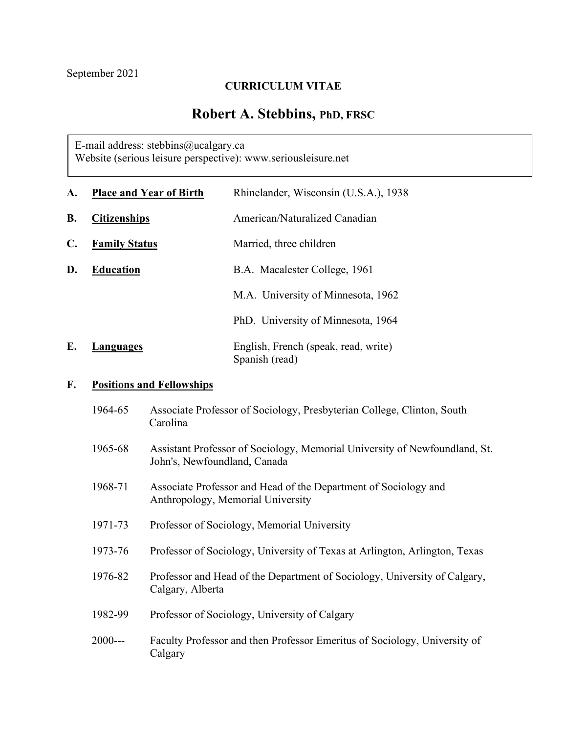September 2021

**CURRICULUM VITAE**

# Robert A. Stebbins, PhD, FRSC

E-mail address: stebbins@ucalgary.ca
Website (serious leisure perspective): www.seriousleisure.net

**A. Place and Year of Birth** — Rhinelander, Wisconsin (U.S.A.), 1938

**B. Citizenships** — American/Naturalized Canadian

**C. Family Status** — Married, three children

**D. Education** — B.A. Macalester College, 1961

M.A. University of Minnesota, 1962

PhD. University of Minnesota, 1964

**E. Languages** — English, French (speak, read, write)
Spanish (read)

## F. Positions and Fellowships

1964-65 Associate Professor of Sociology, Presbyterian College, Clinton, South Carolina

1965-68 Assistant Professor of Sociology, Memorial University of Newfoundland, St. John's, Newfoundland, Canada

1968-71 Associate Professor and Head of the Department of Sociology and Anthropology, Memorial University

1971-73 Professor of Sociology, Memorial University

1973-76 Professor of Sociology, University of Texas at Arlington, Arlington, Texas

1976-82 Professor and Head of the Department of Sociology, University of Calgary, Calgary, Alberta

1982-99 Professor of Sociology, University of Calgary

2000--- Faculty Professor and then Professor Emeritus of Sociology, University of Calgary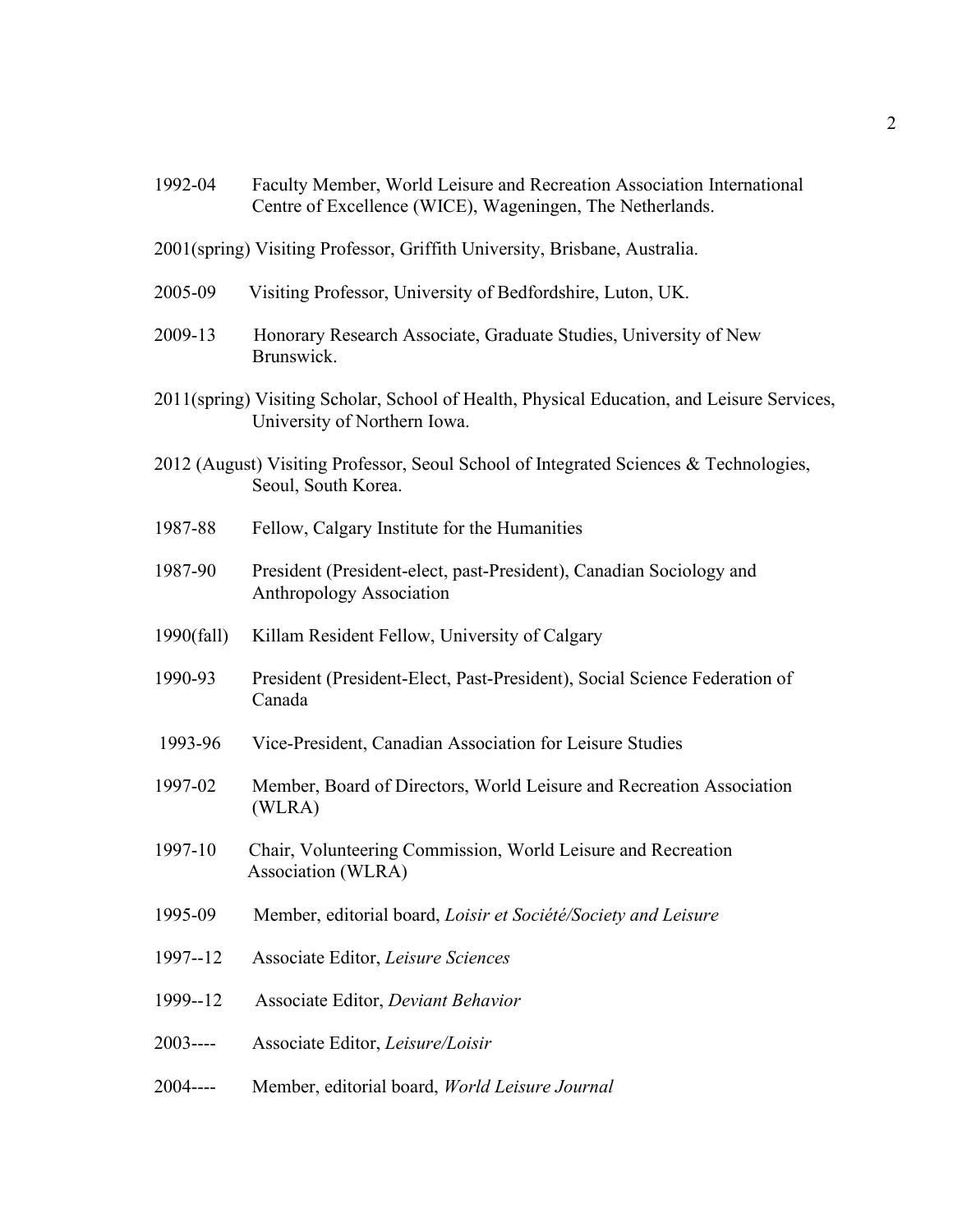1992-04 Faculty Member, World Leisure and Recreation Association International Centre of Excellence (WICE), Wageningen, The Netherlands.

2001(spring) Visiting Professor, Griffith University, Brisbane, Australia.

2005-09 Visiting Professor, University of Bedfordshire, Luton, UK.

2009-13 Honorary Research Associate, Graduate Studies, University of New Brunswick.

2011(spring) Visiting Scholar, School of Health, Physical Education, and Leisure Services, University of Northern Iowa.

2012 (August) Visiting Professor, Seoul School of Integrated Sciences & Technologies, Seoul, South Korea.

1987-88 Fellow, Calgary Institute for the Humanities

1987-90 President (President-elect, past-President), Canadian Sociology and Anthropology Association

1990(fall) Killam Resident Fellow, University of Calgary

1990-93 President (President-Elect, Past-President), Social Science Federation of Canada

1993-96 Vice-President, Canadian Association for Leisure Studies

1997-02 Member, Board of Directors, World Leisure and Recreation Association (WLRA)

1997-10 Chair, Volunteering Commission, World Leisure and Recreation Association (WLRA)

1995-09 Member, editorial board, *Loisir et Société/Society and Leisure*

1997--12 Associate Editor, *Leisure Sciences*

1999--12 Associate Editor, *Deviant Behavior*

2003---- Associate Editor, *Leisure/Loisir*

2004---- Member, editorial board, *World Leisure Journal*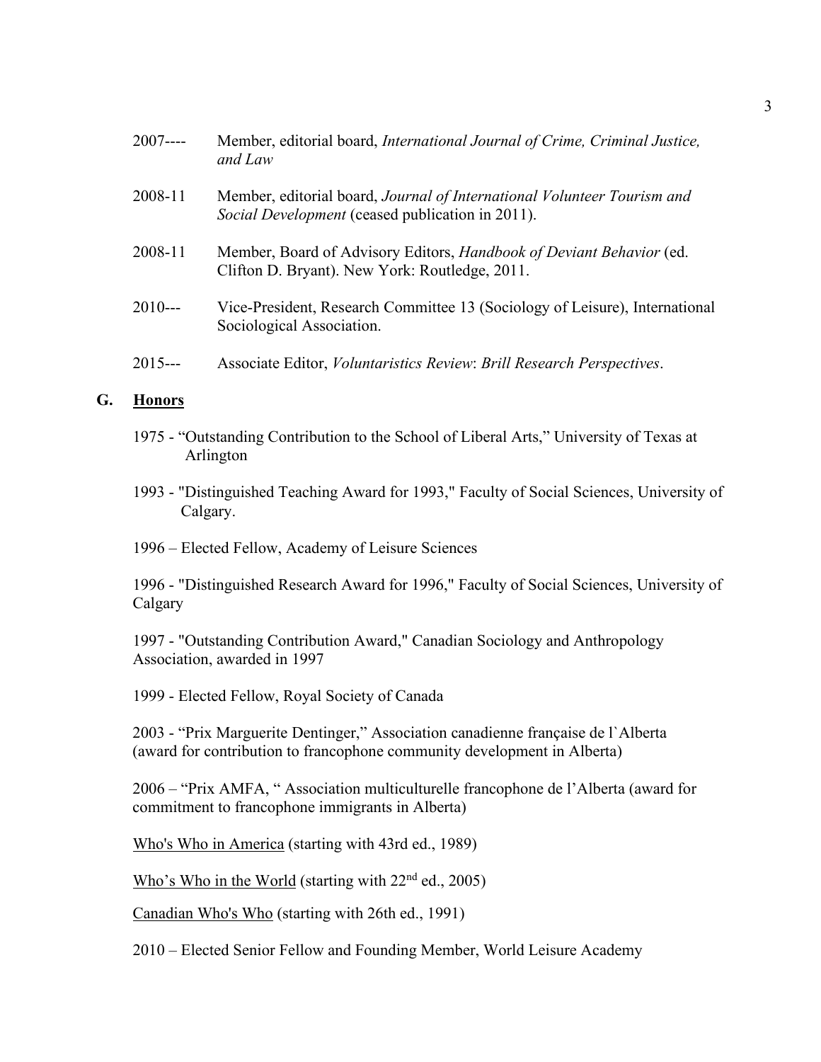2007---- Member, editorial board, *International Journal of Crime, Criminal Justice, and Law*

2008-11 Member, editorial board, *Journal of International Volunteer Tourism and Social Development* (ceased publication in 2011).

2008-11 Member, Board of Advisory Editors, *Handbook of Deviant Behavior* (ed. Clifton D. Bryant). New York: Routledge, 2011.

2010--- Vice-President, Research Committee 13 (Sociology of Leisure), International Sociological Association.

2015--- Associate Editor, *Voluntaristics Review*: *Brill Research Perspectives*.

## G. Honors

1975 - "Outstanding Contribution to the School of Liberal Arts," University of Texas at Arlington

1993 - "Distinguished Teaching Award for 1993," Faculty of Social Sciences, University of Calgary.

1996 – Elected Fellow, Academy of Leisure Sciences

1996 - "Distinguished Research Award for 1996," Faculty of Social Sciences, University of Calgary

1997 - "Outstanding Contribution Award," Canadian Sociology and Anthropology Association, awarded in 1997

1999 - Elected Fellow, Royal Society of Canada

2003 - "Prix Marguerite Dentinger," Association canadienne française de l`Alberta (award for contribution to francophone community development in Alberta)

2006 – "Prix AMFA, " Association multiculturelle francophone de l'Alberta (award for commitment to francophone immigrants in Alberta)

Who's Who in America (starting with 43rd ed., 1989)

Who's Who in the World (starting with 22nd ed., 2005)

Canadian Who's Who (starting with 26th ed., 1991)

2010 – Elected Senior Fellow and Founding Member, World Leisure Academy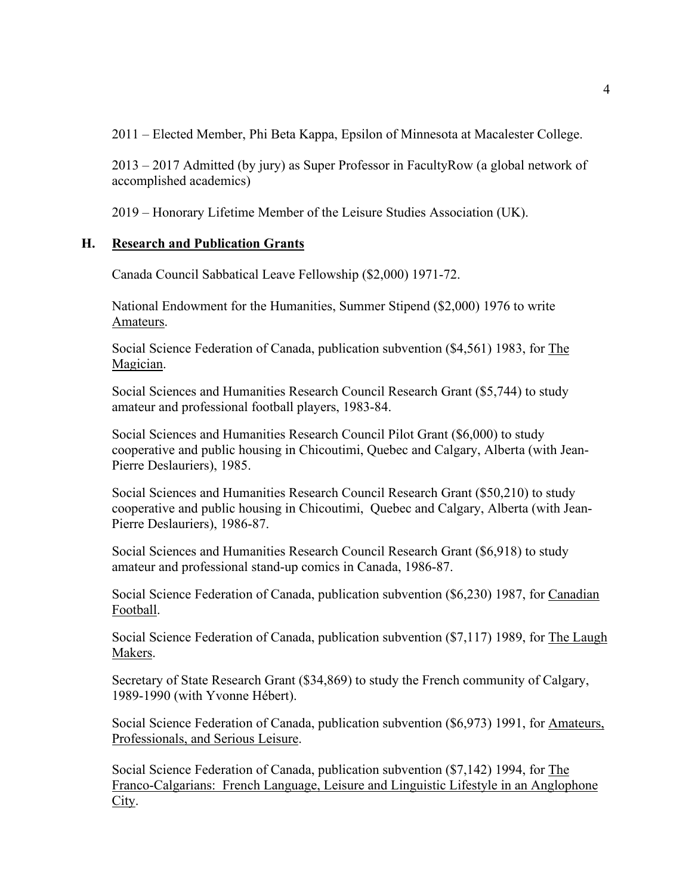2011 – Elected Member, Phi Beta Kappa, Epsilon of Minnesota at Macalester College.

2013 – 2017 Admitted (by jury) as Super Professor in FacultyRow (a global network of accomplished academics)

2019 – Honorary Lifetime Member of the Leisure Studies Association (UK).

## H. Research and Publication Grants

Canada Council Sabbatical Leave Fellowship ($2,000) 1971-72.

National Endowment for the Humanities, Summer Stipend ($2,000) 1976 to write Amateurs.

Social Science Federation of Canada, publication subvention ($4,561) 1983, for The Magician.

Social Sciences and Humanities Research Council Research Grant ($5,744) to study amateur and professional football players, 1983-84.

Social Sciences and Humanities Research Council Pilot Grant ($6,000) to study cooperative and public housing in Chicoutimi, Quebec and Calgary, Alberta (with Jean-Pierre Deslauriers), 1985.

Social Sciences and Humanities Research Council Research Grant ($50,210) to study cooperative and public housing in Chicoutimi, Quebec and Calgary, Alberta (with Jean-Pierre Deslauriers), 1986-87.

Social Sciences and Humanities Research Council Research Grant ($6,918) to study amateur and professional stand-up comics in Canada, 1986-87.

Social Science Federation of Canada, publication subvention ($6,230) 1987, for Canadian Football.

Social Science Federation of Canada, publication subvention ($7,117) 1989, for The Laugh Makers.

Secretary of State Research Grant ($34,869) to study the French community of Calgary, 1989-1990 (with Yvonne Hébert).

Social Science Federation of Canada, publication subvention ($6,973) 1991, for Amateurs, Professionals, and Serious Leisure.

Social Science Federation of Canada, publication subvention ($7,142) 1994, for The Franco-Calgarians: French Language, Leisure and Linguistic Lifestyle in an Anglophone City.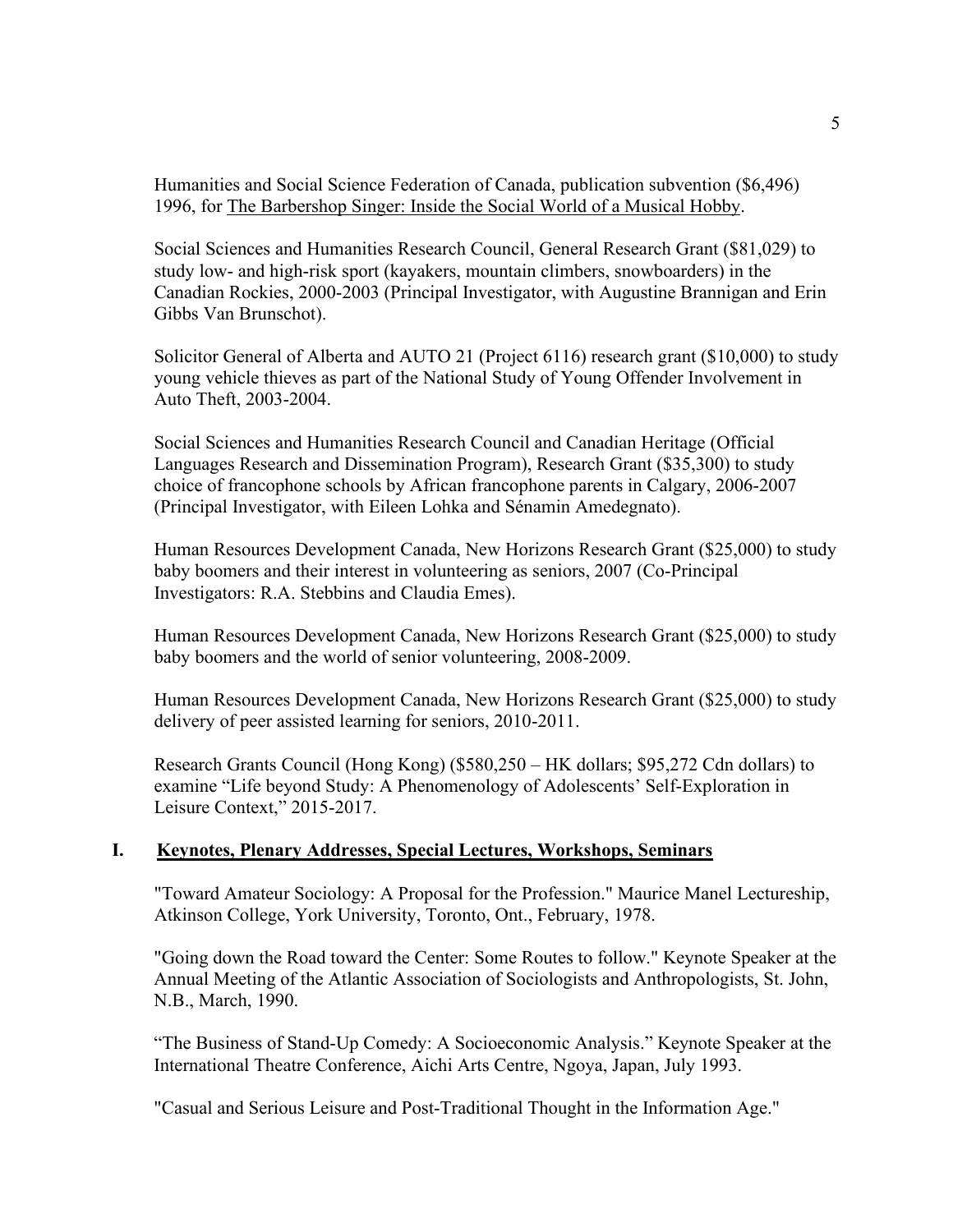Humanities and Social Science Federation of Canada, publication subvention ($6,496) 1996, for The Barbershop Singer: Inside the Social World of a Musical Hobby.

Social Sciences and Humanities Research Council, General Research Grant ($81,029) to study low- and high-risk sport (kayakers, mountain climbers, snowboarders) in the Canadian Rockies, 2000-2003 (Principal Investigator, with Augustine Brannigan and Erin Gibbs Van Brunschot).

Solicitor General of Alberta and AUTO 21 (Project 6116) research grant ($10,000) to study young vehicle thieves as part of the National Study of Young Offender Involvement in Auto Theft, 2003-2004.

Social Sciences and Humanities Research Council and Canadian Heritage (Official Languages Research and Dissemination Program), Research Grant ($35,300) to study choice of francophone schools by African francophone parents in Calgary, 2006-2007 (Principal Investigator, with Eileen Lohka and Sénamin Amedegnato).

Human Resources Development Canada, New Horizons Research Grant ($25,000) to study baby boomers and their interest in volunteering as seniors, 2007 (Co-Principal Investigators: R.A. Stebbins and Claudia Emes).

Human Resources Development Canada, New Horizons Research Grant ($25,000) to study baby boomers and the world of senior volunteering, 2008-2009.

Human Resources Development Canada, New Horizons Research Grant ($25,000) to study delivery of peer assisted learning for seniors, 2010-2011.

Research Grants Council (Hong Kong) ($580,250 – HK dollars; $95,272 Cdn dollars) to examine "Life beyond Study: A Phenomenology of Adolescents' Self-Exploration in Leisure Context," 2015-2017.

## I. Keynotes, Plenary Addresses, Special Lectures, Workshops, Seminars

"Toward Amateur Sociology: A Proposal for the Profession." Maurice Manel Lectureship, Atkinson College, York University, Toronto, Ont., February, 1978.

"Going down the Road toward the Center: Some Routes to follow." Keynote Speaker at the Annual Meeting of the Atlantic Association of Sociologists and Anthropologists, St. John, N.B., March, 1990.

"The Business of Stand-Up Comedy: A Socioeconomic Analysis." Keynote Speaker at the International Theatre Conference, Aichi Arts Centre, Ngoya, Japan, July 1993.

"Casual and Serious Leisure and Post-Traditional Thought in the Information Age."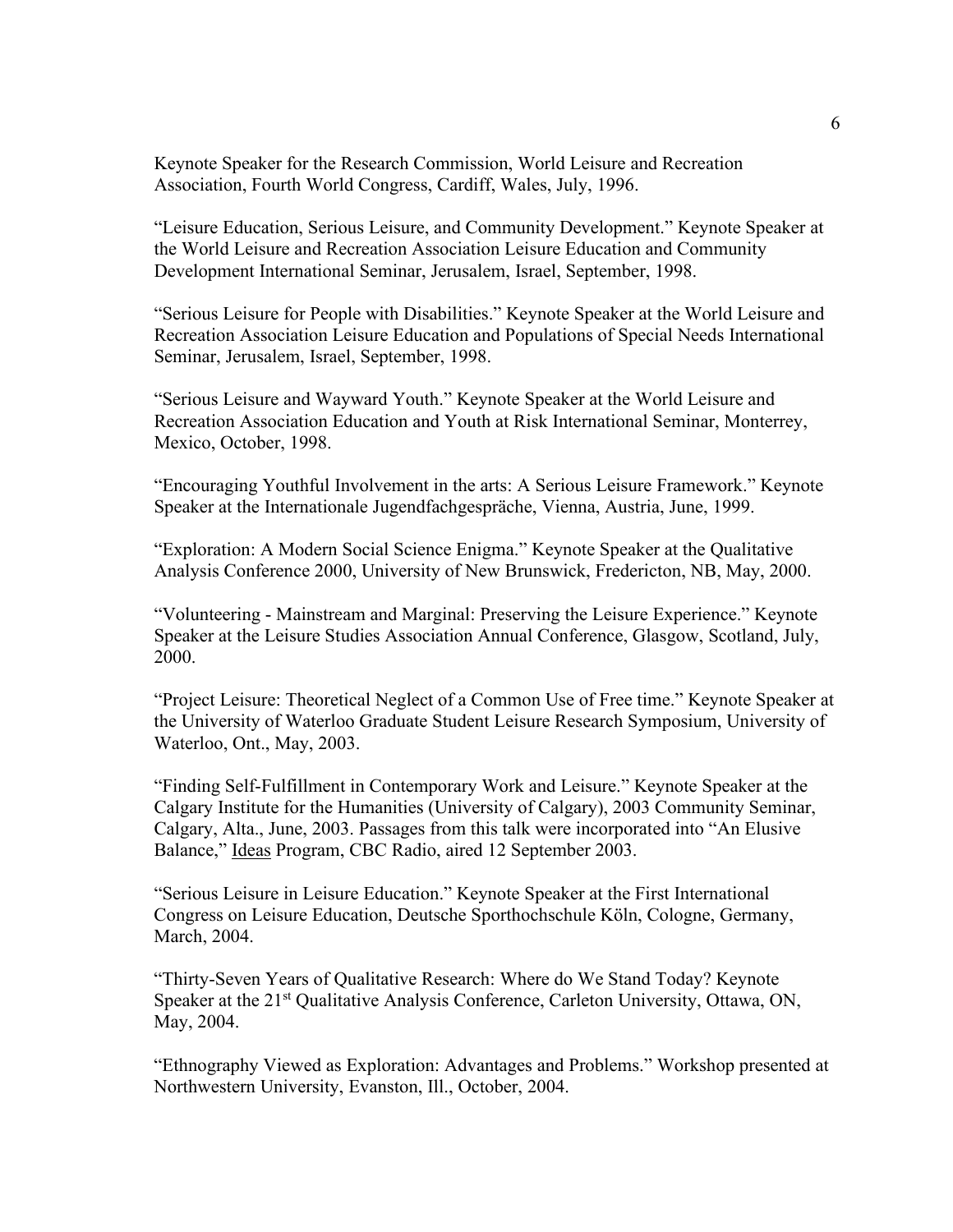Keynote Speaker for the Research Commission, World Leisure and Recreation Association, Fourth World Congress, Cardiff, Wales, July, 1996.

“Leisure Education, Serious Leisure, and Community Development.” Keynote Speaker at the World Leisure and Recreation Association Leisure Education and Community Development International Seminar, Jerusalem, Israel, September, 1998.

“Serious Leisure for People with Disabilities.” Keynote Speaker at the World Leisure and Recreation Association Leisure Education and Populations of Special Needs International Seminar, Jerusalem, Israel, September, 1998.

“Serious Leisure and Wayward Youth.” Keynote Speaker at the World Leisure and Recreation Association Education and Youth at Risk International Seminar, Monterrey, Mexico, October, 1998.

“Encouraging Youthful Involvement in the arts: A Serious Leisure Framework.” Keynote Speaker at the Internationale Jugendfachgespräche, Vienna, Austria, June, 1999.

“Exploration: A Modern Social Science Enigma.” Keynote Speaker at the Qualitative Analysis Conference 2000, University of New Brunswick, Fredericton, NB, May, 2000.

“Volunteering - Mainstream and Marginal: Preserving the Leisure Experience.” Keynote Speaker at the Leisure Studies Association Annual Conference, Glasgow, Scotland, July, 2000.

“Project Leisure: Theoretical Neglect of a Common Use of Free time.” Keynote Speaker at the University of Waterloo Graduate Student Leisure Research Symposium, University of Waterloo, Ont., May, 2003.

“Finding Self-Fulfillment in Contemporary Work and Leisure.” Keynote Speaker at the Calgary Institute for the Humanities (University of Calgary), 2003 Community Seminar, Calgary, Alta., June, 2003. Passages from this talk were incorporated into “An Elusive Balance,” Ideas Program, CBC Radio, aired 12 September 2003.

“Serious Leisure in Leisure Education.” Keynote Speaker at the First International Congress on Leisure Education, Deutsche Sporthochschule Köln, Cologne, Germany, March, 2004.

“Thirty-Seven Years of Qualitative Research: Where do We Stand Today? Keynote Speaker at the 21st Qualitative Analysis Conference, Carleton University, Ottawa, ON, May, 2004.

“Ethnography Viewed as Exploration: Advantages and Problems.” Workshop presented at Northwestern University, Evanston, Ill., October, 2004.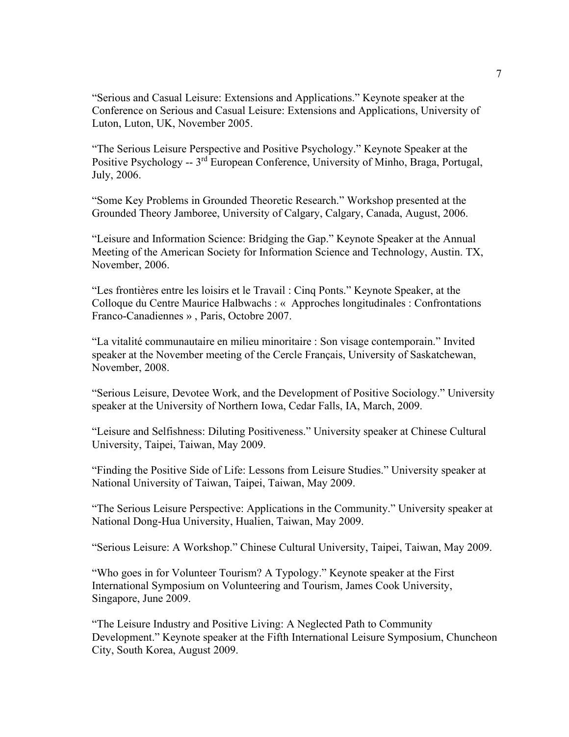"Serious and Casual Leisure: Extensions and Applications." Keynote speaker at the Conference on Serious and Casual Leisure: Extensions and Applications, University of Luton, Luton, UK, November 2005.

"The Serious Leisure Perspective and Positive Psychology." Keynote Speaker at the Positive Psychology -- 3rd European Conference, University of Minho, Braga, Portugal, July, 2006.

"Some Key Problems in Grounded Theoretic Research." Workshop presented at the Grounded Theory Jamboree, University of Calgary, Calgary, Canada, August, 2006.

"Leisure and Information Science: Bridging the Gap." Keynote Speaker at the Annual Meeting of the American Society for Information Science and Technology, Austin. TX, November, 2006.

"Les frontières entre les loisirs et le Travail : Cinq Ponts." Keynote Speaker, at the Colloque du Centre Maurice Halbwachs : « Approches longitudinales : Confrontations Franco-Canadiennes » , Paris, Octobre 2007.

"La vitalité communautaire en milieu minoritaire : Son visage contemporain." Invited speaker at the November meeting of the Cercle Français, University of Saskatchewan, November, 2008.

"Serious Leisure, Devotee Work, and the Development of Positive Sociology." University speaker at the University of Northern Iowa, Cedar Falls, IA, March, 2009.

"Leisure and Selfishness: Diluting Positiveness." University speaker at Chinese Cultural University, Taipei, Taiwan, May 2009.

"Finding the Positive Side of Life: Lessons from Leisure Studies." University speaker at National University of Taiwan, Taipei, Taiwan, May 2009.

"The Serious Leisure Perspective: Applications in the Community." University speaker at National Dong-Hua University, Hualien, Taiwan, May 2009.

"Serious Leisure: A Workshop." Chinese Cultural University, Taipei, Taiwan, May 2009.

"Who goes in for Volunteer Tourism? A Typology." Keynote speaker at the First International Symposium on Volunteering and Tourism, James Cook University, Singapore, June 2009.

"The Leisure Industry and Positive Living: A Neglected Path to Community Development." Keynote speaker at the Fifth International Leisure Symposium, Chuncheon City, South Korea, August 2009.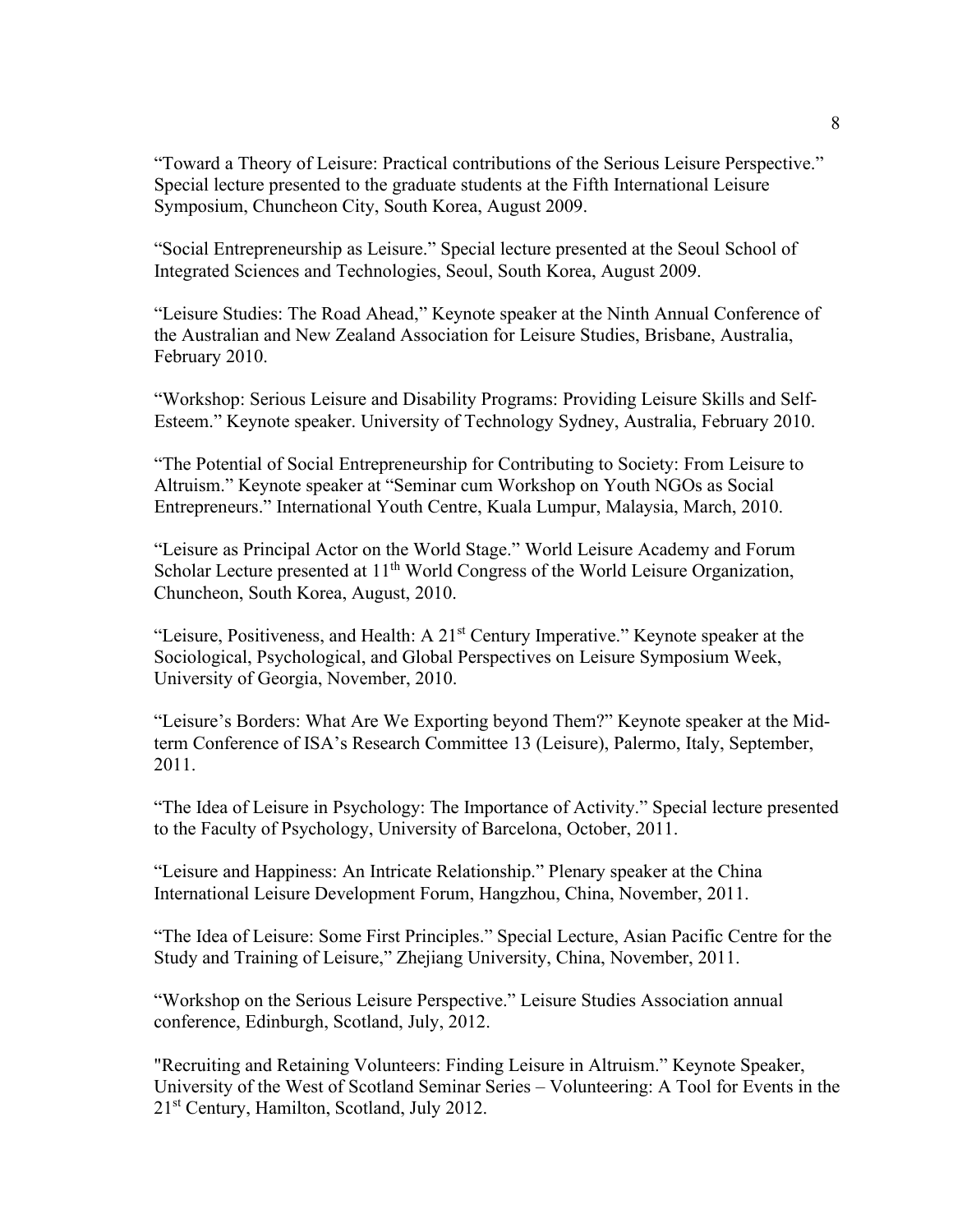“Toward a Theory of Leisure: Practical contributions of the Serious Leisure Perspective.” Special lecture presented to the graduate students at the Fifth International Leisure Symposium, Chuncheon City, South Korea, August 2009.

“Social Entrepreneurship as Leisure.” Special lecture presented at the Seoul School of Integrated Sciences and Technologies, Seoul, South Korea, August 2009.

“Leisure Studies: The Road Ahead,” Keynote speaker at the Ninth Annual Conference of the Australian and New Zealand Association for Leisure Studies, Brisbane, Australia, February 2010.

“Workshop: Serious Leisure and Disability Programs: Providing Leisure Skills and Self-Esteem.” Keynote speaker. University of Technology Sydney, Australia, February 2010.

“The Potential of Social Entrepreneurship for Contributing to Society: From Leisure to Altruism.” Keynote speaker at “Seminar cum Workshop on Youth NGOs as Social Entrepreneurs.” International Youth Centre, Kuala Lumpur, Malaysia, March, 2010.

“Leisure as Principal Actor on the World Stage.” World Leisure Academy and Forum Scholar Lecture presented at 11th World Congress of the World Leisure Organization, Chuncheon, South Korea, August, 2010.

“Leisure, Positiveness, and Health: A 21st Century Imperative.” Keynote speaker at the Sociological, Psychological, and Global Perspectives on Leisure Symposium Week, University of Georgia, November, 2010.

“Leisure’s Borders: What Are We Exporting beyond Them?” Keynote speaker at the Mid-term Conference of ISA’s Research Committee 13 (Leisure), Palermo, Italy, September, 2011.

“The Idea of Leisure in Psychology: The Importance of Activity.” Special lecture presented to the Faculty of Psychology, University of Barcelona, October, 2011.

“Leisure and Happiness: An Intricate Relationship.” Plenary speaker at the China International Leisure Development Forum, Hangzhou, China, November, 2011.

“The Idea of Leisure: Some First Principles.” Special Lecture, Asian Pacific Centre for the Study and Training of Leisure,” Zhejiang University, China, November, 2011.

“Workshop on the Serious Leisure Perspective.” Leisure Studies Association annual conference, Edinburgh, Scotland, July, 2012.

"Recruiting and Retaining Volunteers: Finding Leisure in Altruism.” Keynote Speaker, University of the West of Scotland Seminar Series – Volunteering: A Tool for Events in the 21st Century, Hamilton, Scotland, July 2012.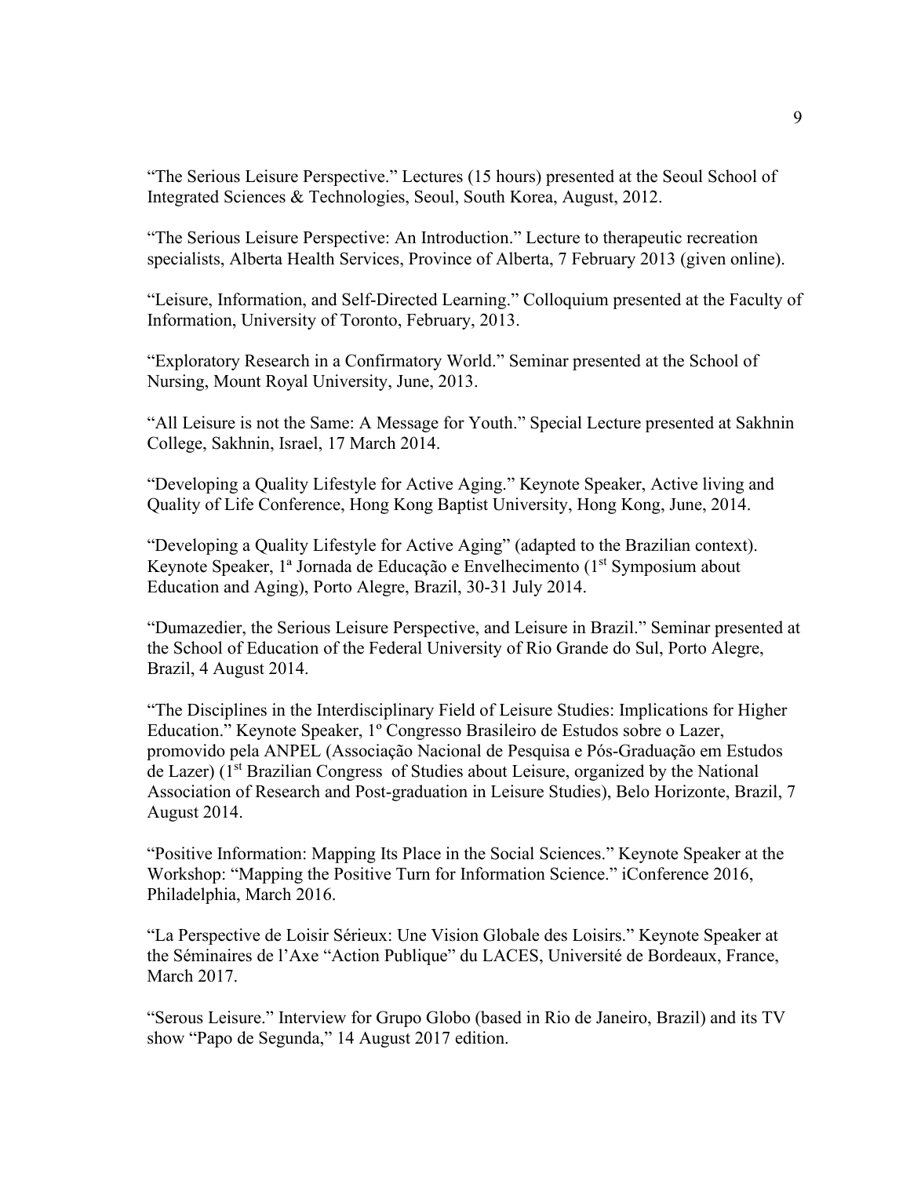"The Serious Leisure Perspective." Lectures (15 hours) presented at the Seoul School of Integrated Sciences & Technologies, Seoul, South Korea, August, 2012.

"The Serious Leisure Perspective: An Introduction." Lecture to therapeutic recreation specialists, Alberta Health Services, Province of Alberta, 7 February 2013 (given online).

"Leisure, Information, and Self-Directed Learning." Colloquium presented at the Faculty of Information, University of Toronto, February, 2013.

"Exploratory Research in a Confirmatory World." Seminar presented at the School of Nursing, Mount Royal University, June, 2013.

"All Leisure is not the Same: A Message for Youth." Special Lecture presented at Sakhnin College, Sakhnin, Israel, 17 March 2014.

"Developing a Quality Lifestyle for Active Aging." Keynote Speaker, Active living and Quality of Life Conference, Hong Kong Baptist University, Hong Kong, June, 2014.

"Developing a Quality Lifestyle for Active Aging" (adapted to the Brazilian context). Keynote Speaker, 1ª Jornada de Educação e Envelhecimento (1st Symposium about Education and Aging), Porto Alegre, Brazil, 30-31 July 2014.

"Dumazedier, the Serious Leisure Perspective, and Leisure in Brazil." Seminar presented at the School of Education of the Federal University of Rio Grande do Sul, Porto Alegre, Brazil, 4 August 2014.

"The Disciplines in the Interdisciplinary Field of Leisure Studies: Implications for Higher Education." Keynote Speaker, 1º Congresso Brasileiro de Estudos sobre o Lazer, promovido pela ANPEL (Associação Nacional de Pesquisa e Pós-Graduação em Estudos de Lazer) (1st Brazilian Congress of Studies about Leisure, organized by the National Association of Research and Post-graduation in Leisure Studies), Belo Horizonte, Brazil, 7 August 2014.

"Positive Information: Mapping Its Place in the Social Sciences." Keynote Speaker at the Workshop: "Mapping the Positive Turn for Information Science." iConference 2016, Philadelphia, March 2016.

"La Perspective de Loisir Sérieux: Une Vision Globale des Loisirs." Keynote Speaker at the Séminaires de l'Axe "Action Publique" du LACES, Université de Bordeaux, France, March 2017.

"Serous Leisure." Interview for Grupo Globo (based in Rio de Janeiro, Brazil) and its TV show "Papo de Segunda," 14 August 2017 edition.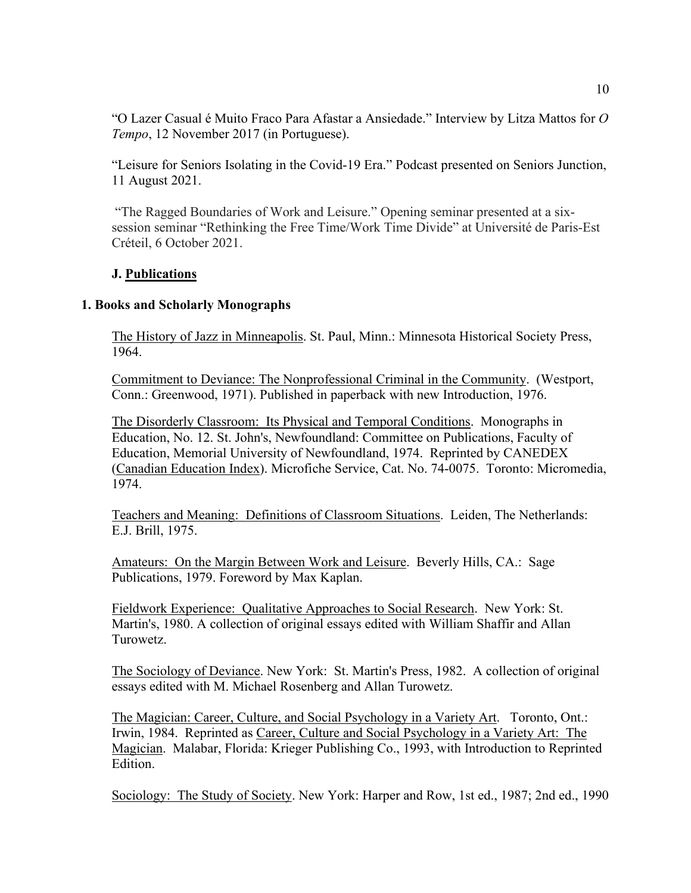"O Lazer Casual é Muito Fraco Para Afastar a Ansiedade." Interview by Litza Mattos for *O Tempo*, 12 November 2017 (in Portuguese).

"Leisure for Seniors Isolating in the Covid-19 Era." Podcast presented on Seniors Junction, 11 August 2021.

"The Ragged Boundaries of Work and Leisure." Opening seminar presented at a six-session seminar "Rethinking the Free Time/Work Time Divide" at Université de Paris-Est Créteil, 6 October 2021.

## J. Publications

### 1. Books and Scholarly Monographs

The History of Jazz in Minneapolis. St. Paul, Minn.: Minnesota Historical Society Press, 1964.

Commitment to Deviance: The Nonprofessional Criminal in the Community. (Westport, Conn.: Greenwood, 1971). Published in paperback with new Introduction, 1976.

The Disorderly Classroom: Its Physical and Temporal Conditions. Monographs in Education, No. 12. St. John's, Newfoundland: Committee on Publications, Faculty of Education, Memorial University of Newfoundland, 1974. Reprinted by CANEDEX (Canadian Education Index). Microfiche Service, Cat. No. 74-0075. Toronto: Micromedia, 1974.

Teachers and Meaning: Definitions of Classroom Situations. Leiden, The Netherlands: E.J. Brill, 1975.

Amateurs: On the Margin Between Work and Leisure. Beverly Hills, CA.: Sage Publications, 1979. Foreword by Max Kaplan.

Fieldwork Experience: Qualitative Approaches to Social Research. New York: St. Martin's, 1980. A collection of original essays edited with William Shaffir and Allan Turowetz.

The Sociology of Deviance. New York: St. Martin's Press, 1982. A collection of original essays edited with M. Michael Rosenberg and Allan Turowetz.

The Magician: Career, Culture, and Social Psychology in a Variety Art. Toronto, Ont.: Irwin, 1984. Reprinted as Career, Culture and Social Psychology in a Variety Art: The Magician. Malabar, Florida: Krieger Publishing Co., 1993, with Introduction to Reprinted Edition.

Sociology: The Study of Society. New York: Harper and Row, 1st ed., 1987; 2nd ed., 1990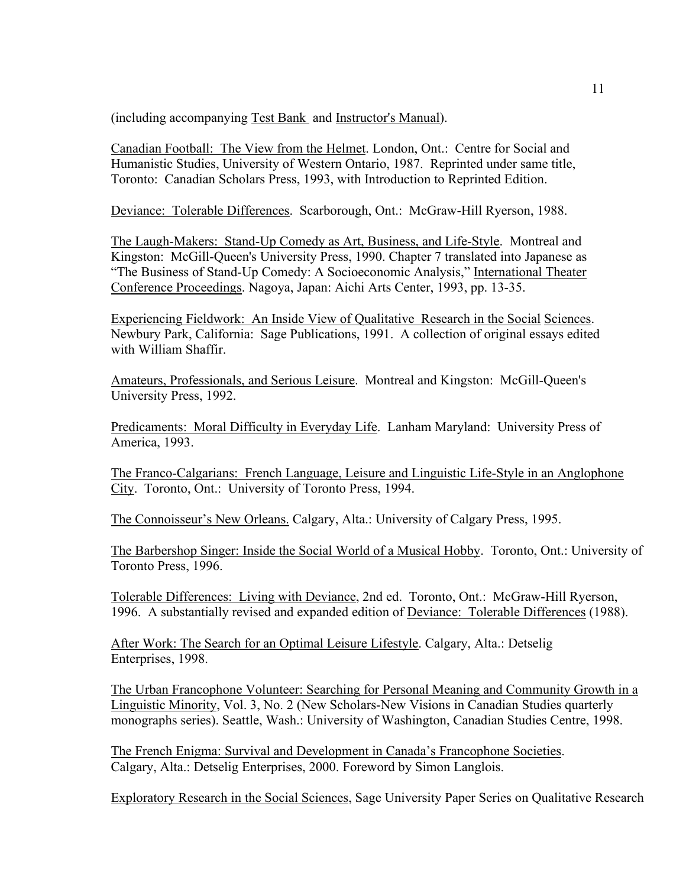(including accompanying Test Bank and Instructor's Manual).

Canadian Football: The View from the Helmet. London, Ont.: Centre for Social and Humanistic Studies, University of Western Ontario, 1987. Reprinted under same title, Toronto: Canadian Scholars Press, 1993, with Introduction to Reprinted Edition.

Deviance: Tolerable Differences. Scarborough, Ont.: McGraw-Hill Ryerson, 1988.

The Laugh-Makers: Stand-Up Comedy as Art, Business, and Life-Style. Montreal and Kingston: McGill-Queen's University Press, 1990. Chapter 7 translated into Japanese as "The Business of Stand-Up Comedy: A Socioeconomic Analysis," International Theater Conference Proceedings. Nagoya, Japan: Aichi Arts Center, 1993, pp. 13-35.

Experiencing Fieldwork: An Inside View of Qualitative Research in the Social Sciences. Newbury Park, California: Sage Publications, 1991. A collection of original essays edited with William Shaffir.

Amateurs, Professionals, and Serious Leisure. Montreal and Kingston: McGill-Queen's University Press, 1992.

Predicaments: Moral Difficulty in Everyday Life. Lanham Maryland: University Press of America, 1993.

The Franco-Calgarians: French Language, Leisure and Linguistic Life-Style in an Anglophone City. Toronto, Ont.: University of Toronto Press, 1994.

The Connoisseur's New Orleans. Calgary, Alta.: University of Calgary Press, 1995.

The Barbershop Singer: Inside the Social World of a Musical Hobby. Toronto, Ont.: University of Toronto Press, 1996.

Tolerable Differences: Living with Deviance, 2nd ed. Toronto, Ont.: McGraw-Hill Ryerson, 1996. A substantially revised and expanded edition of Deviance: Tolerable Differences (1988).

After Work: The Search for an Optimal Leisure Lifestyle. Calgary, Alta.: Detselig Enterprises, 1998.

The Urban Francophone Volunteer: Searching for Personal Meaning and Community Growth in a Linguistic Minority, Vol. 3, No. 2 (New Scholars-New Visions in Canadian Studies quarterly monographs series). Seattle, Wash.: University of Washington, Canadian Studies Centre, 1998.

The French Enigma: Survival and Development in Canada's Francophone Societies. Calgary, Alta.: Detselig Enterprises, 2000. Foreword by Simon Langlois.

Exploratory Research in the Social Sciences, Sage University Paper Series on Qualitative Research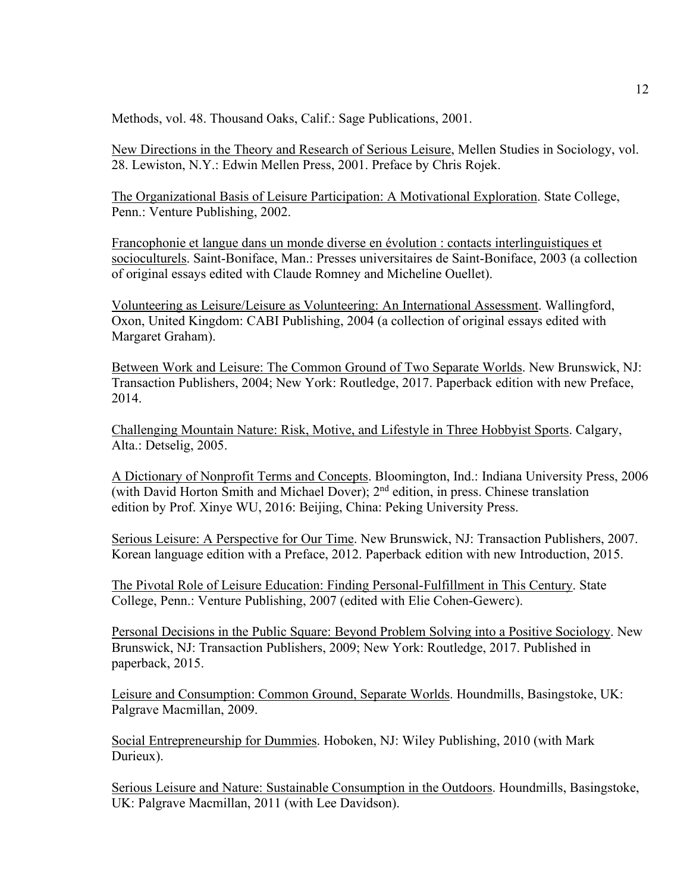Methods, vol. 48. Thousand Oaks, Calif.: Sage Publications, 2001.

<u>New Directions in the Theory and Research of Serious Leisure</u>, Mellen Studies in Sociology, vol. 28. Lewiston, N.Y.: Edwin Mellen Press, 2001. Preface by Chris Rojek.

<u>The Organizational Basis of Leisure Participation: A Motivational Exploration</u>. State College, Penn.: Venture Publishing, 2002.

<u>Francophonie et langue dans un monde diverse en évolution : contacts interlinguistiques et socioculturels</u>. Saint-Boniface, Man.: Presses universitaires de Saint-Boniface, 2003 (a collection of original essays edited with Claude Romney and Micheline Ouellet).

<u>Volunteering as Leisure/Leisure as Volunteering: An International Assessment</u>. Wallingford, Oxon, United Kingdom: CABI Publishing, 2004 (a collection of original essays edited with Margaret Graham).

<u>Between Work and Leisure: The Common Ground of Two Separate Worlds</u>. New Brunswick, NJ: Transaction Publishers, 2004; New York: Routledge, 2017. Paperback edition with new Preface, 2014.

<u>Challenging Mountain Nature: Risk, Motive, and Lifestyle in Three Hobbyist Sports</u>. Calgary, Alta.: Detselig, 2005.

<u>A Dictionary of Nonprofit Terms and Concepts</u>. Bloomington, Ind.: Indiana University Press, 2006 (with David Horton Smith and Michael Dover); 2nd edition, in press. Chinese translation edition by Prof. Xinye WU, 2016: Beijing, China: Peking University Press.

<u>Serious Leisure: A Perspective for Our Time</u>. New Brunswick, NJ: Transaction Publishers, 2007. Korean language edition with a Preface, 2012. Paperback edition with new Introduction, 2015.

<u>The Pivotal Role of Leisure Education: Finding Personal-Fulfillment in This Century</u>. State College, Penn.: Venture Publishing, 2007 (edited with Elie Cohen-Gewerc).

<u>Personal Decisions in the Public Square: Beyond Problem Solving into a Positive Sociology</u>. New Brunswick, NJ: Transaction Publishers, 2009; New York: Routledge, 2017. Published in paperback, 2015.

<u>Leisure and Consumption: Common Ground, Separate Worlds</u>. Houndmills, Basingstoke, UK: Palgrave Macmillan, 2009.

<u>Social Entrepreneurship for Dummies</u>. Hoboken, NJ: Wiley Publishing, 2010 (with Mark Durieux).

<u>Serious Leisure and Nature: Sustainable Consumption in the Outdoors</u>. Houndmills, Basingstoke, UK: Palgrave Macmillan, 2011 (with Lee Davidson).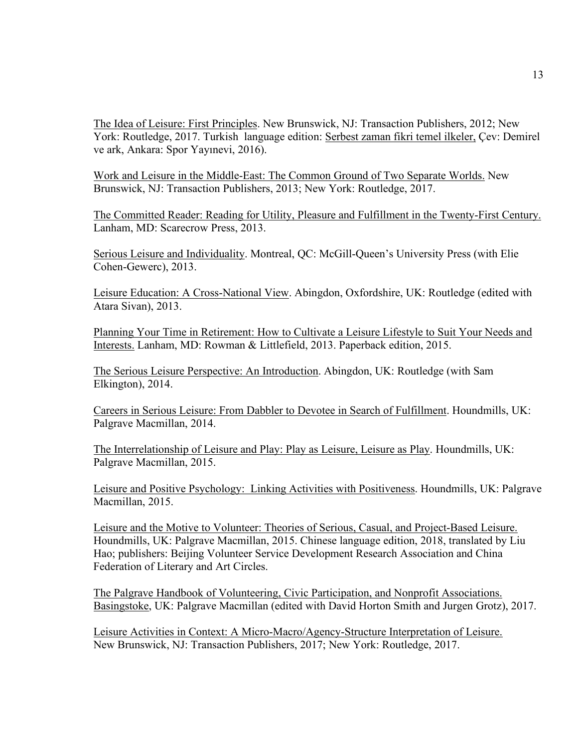The Idea of Leisure: First Principles. New Brunswick, NJ: Transaction Publishers, 2012; New York: Routledge, 2017. Turkish language edition: Serbest zaman fikri temel ilkeler, Çev: Demirel ve ark, Ankara: Spor Yayınevi, 2016).

Work and Leisure in the Middle-East: The Common Ground of Two Separate Worlds. New Brunswick, NJ: Transaction Publishers, 2013; New York: Routledge, 2017.

The Committed Reader: Reading for Utility, Pleasure and Fulfillment in the Twenty-First Century. Lanham, MD: Scarecrow Press, 2013.

Serious Leisure and Individuality. Montreal, QC: McGill-Queen's University Press (with Elie Cohen-Gewerc), 2013.

Leisure Education: A Cross-National View. Abingdon, Oxfordshire, UK: Routledge (edited with Atara Sivan), 2013.

Planning Your Time in Retirement: How to Cultivate a Leisure Lifestyle to Suit Your Needs and Interests. Lanham, MD: Rowman & Littlefield, 2013. Paperback edition, 2015.

The Serious Leisure Perspective: An Introduction. Abingdon, UK: Routledge (with Sam Elkington), 2014.

Careers in Serious Leisure: From Dabbler to Devotee in Search of Fulfillment. Houndmills, UK: Palgrave Macmillan, 2014.

The Interrelationship of Leisure and Play: Play as Leisure, Leisure as Play. Houndmills, UK: Palgrave Macmillan, 2015.

Leisure and Positive Psychology: Linking Activities with Positiveness. Houndmills, UK: Palgrave Macmillan, 2015.

Leisure and the Motive to Volunteer: Theories of Serious, Casual, and Project-Based Leisure. Houndmills, UK: Palgrave Macmillan, 2015. Chinese language edition, 2018, translated by Liu Hao; publishers: Beijing Volunteer Service Development Research Association and China Federation of Literary and Art Circles.

The Palgrave Handbook of Volunteering, Civic Participation, and Nonprofit Associations. Basingstoke, UK: Palgrave Macmillan (edited with David Horton Smith and Jurgen Grotz), 2017.

Leisure Activities in Context: A Micro-Macro/Agency-Structure Interpretation of Leisure. New Brunswick, NJ: Transaction Publishers, 2017; New York: Routledge, 2017.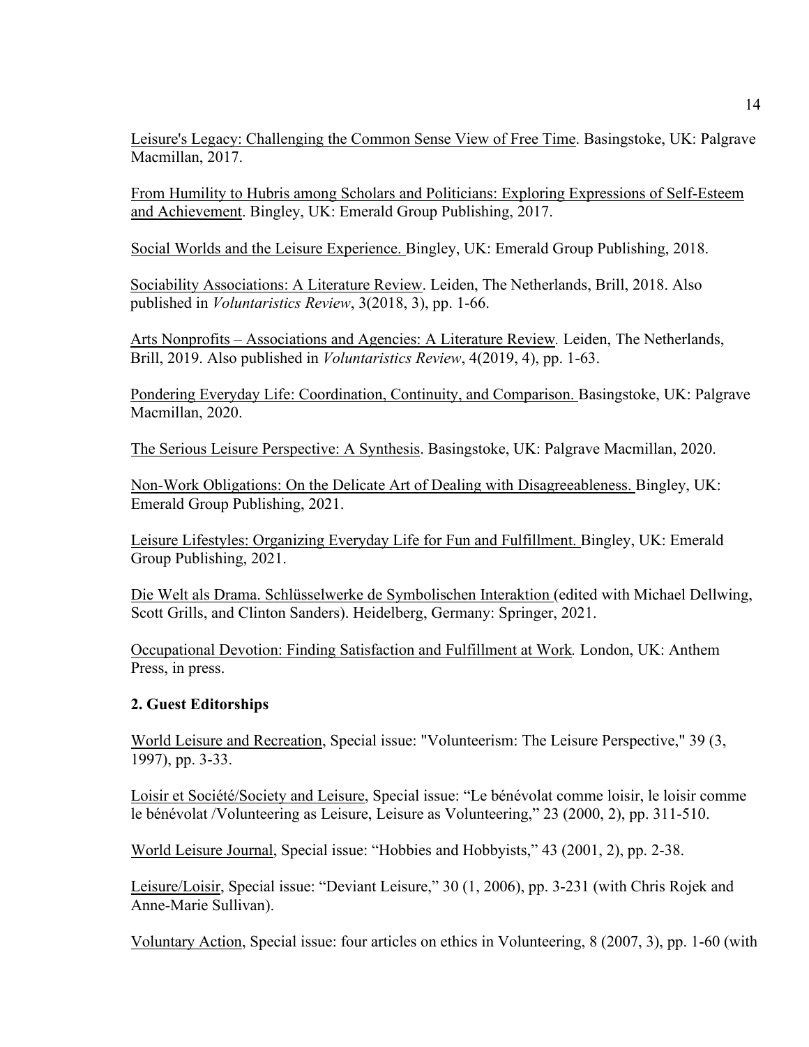Leisure's Legacy: Challenging the Common Sense View of Free Time. Basingstoke, UK: Palgrave Macmillan, 2017.

From Humility to Hubris among Scholars and Politicians: Exploring Expressions of Self-Esteem and Achievement. Bingley, UK: Emerald Group Publishing, 2017.

Social Worlds and the Leisure Experience. Bingley, UK: Emerald Group Publishing, 2018.

Sociability Associations: A Literature Review. Leiden, The Netherlands, Brill, 2018. Also published in *Voluntaristics Review*, 3(2018, 3), pp. 1-66.

Arts Nonprofits – Associations and Agencies: A Literature Review. Leiden, The Netherlands, Brill, 2019. Also published in *Voluntaristics Review*, 4(2019, 4), pp. 1-63.

Pondering Everyday Life: Coordination, Continuity, and Comparison. Basingstoke, UK: Palgrave Macmillan, 2020.

The Serious Leisure Perspective: A Synthesis. Basingstoke, UK: Palgrave Macmillan, 2020.

Non-Work Obligations: On the Delicate Art of Dealing with Disagreeableness. Bingley, UK: Emerald Group Publishing, 2021.

Leisure Lifestyles: Organizing Everyday Life for Fun and Fulfillment. Bingley, UK: Emerald Group Publishing, 2021.

Die Welt als Drama. Schlüsselwerke de Symbolischen Interaktion (edited with Michael Dellwing, Scott Grills, and Clinton Sanders). Heidelberg, Germany: Springer, 2021.

Occupational Devotion: Finding Satisfaction and Fulfillment at Work. London, UK: Anthem Press, in press.

**2. Guest Editorships**

World Leisure and Recreation, Special issue: "Volunteerism: The Leisure Perspective," 39 (3, 1997), pp. 3-33.

Loisir et Société/Society and Leisure, Special issue: "Le bénévolat comme loisir, le loisir comme le bénévolat /Volunteering as Leisure, Leisure as Volunteering," 23 (2000, 2), pp. 311-510.

World Leisure Journal, Special issue: "Hobbies and Hobbyists," 43 (2001, 2), pp. 2-38.

Leisure/Loisir, Special issue: "Deviant Leisure," 30 (1, 2006), pp. 3-231 (with Chris Rojek and Anne-Marie Sullivan).

Voluntary Action, Special issue: four articles on ethics in Volunteering, 8 (2007, 3), pp. 1-60 (with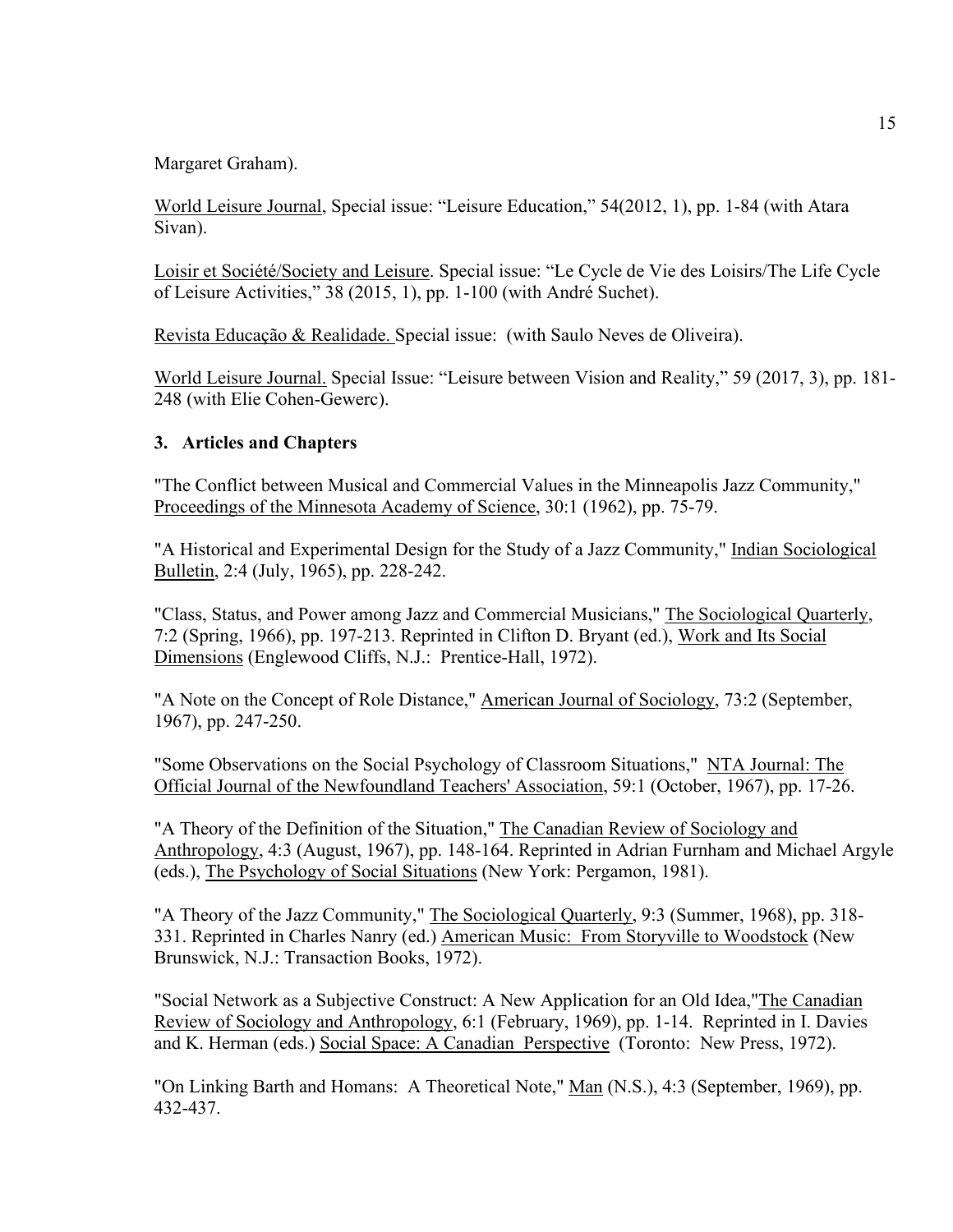Margaret Graham).

World Leisure Journal, Special issue: “Leisure Education,” 54(2012, 1), pp. 1-84 (with Atara Sivan).

Loisir et Société/Society and Leisure. Special issue: “Le Cycle de Vie des Loisirs/The Life Cycle of Leisure Activities,” 38 (2015, 1), pp. 1-100 (with André Suchet).

Revista Educação & Realidade. Special issue: (with Saulo Neves de Oliveira).

World Leisure Journal. Special Issue: “Leisure between Vision and Reality,” 59 (2017, 3), pp. 181-248 (with Elie Cohen-Gewerc).

### 3. Articles and Chapters

"The Conflict between Musical and Commercial Values in the Minneapolis Jazz Community," Proceedings of the Minnesota Academy of Science, 30:1 (1962), pp. 75-79.

"A Historical and Experimental Design for the Study of a Jazz Community," Indian Sociological Bulletin, 2:4 (July, 1965), pp. 228-242.

"Class, Status, and Power among Jazz and Commercial Musicians," The Sociological Quarterly, 7:2 (Spring, 1966), pp. 197-213. Reprinted in Clifton D. Bryant (ed.), Work and Its Social Dimensions (Englewood Cliffs, N.J.: Prentice-Hall, 1972).

"A Note on the Concept of Role Distance," American Journal of Sociology, 73:2 (September, 1967), pp. 247-250.

"Some Observations on the Social Psychology of Classroom Situations," NTA Journal: The Official Journal of the Newfoundland Teachers' Association, 59:1 (October, 1967), pp. 17-26.

"A Theory of the Definition of the Situation," The Canadian Review of Sociology and Anthropology, 4:3 (August, 1967), pp. 148-164. Reprinted in Adrian Furnham and Michael Argyle (eds.), The Psychology of Social Situations (New York: Pergamon, 1981).

"A Theory of the Jazz Community," The Sociological Quarterly, 9:3 (Summer, 1968), pp. 318-331. Reprinted in Charles Nanry (ed.) American Music: From Storyville to Woodstock (New Brunswick, N.J.: Transaction Books, 1972).

"Social Network as a Subjective Construct: A New Application for an Old Idea,"The Canadian Review of Sociology and Anthropology, 6:1 (February, 1969), pp. 1-14. Reprinted in I. Davies and K. Herman (eds.) Social Space: A Canadian Perspective (Toronto: New Press, 1972).

"On Linking Barth and Homans: A Theoretical Note," Man (N.S.), 4:3 (September, 1969), pp. 432-437.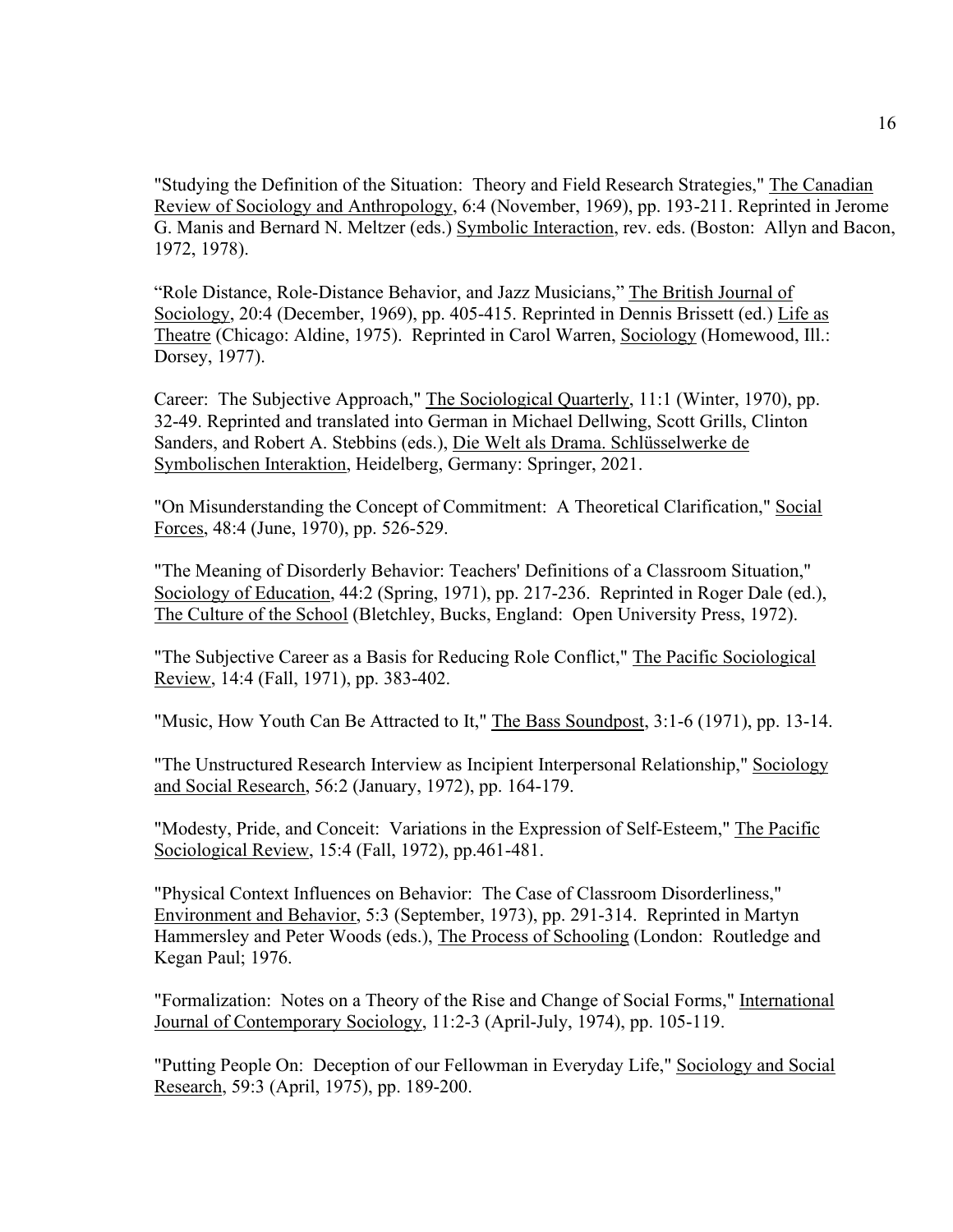"Studying the Definition of the Situation: Theory and Field Research Strategies," The Canadian Review of Sociology and Anthropology, 6:4 (November, 1969), pp. 193-211. Reprinted in Jerome G. Manis and Bernard N. Meltzer (eds.) Symbolic Interaction, rev. eds. (Boston: Allyn and Bacon, 1972, 1978).

"Role Distance, Role-Distance Behavior, and Jazz Musicians," The British Journal of Sociology, 20:4 (December, 1969), pp. 405-415. Reprinted in Dennis Brissett (ed.) Life as Theatre (Chicago: Aldine, 1975). Reprinted in Carol Warren, Sociology (Homewood, Ill.: Dorsey, 1977).

Career: The Subjective Approach," The Sociological Quarterly, 11:1 (Winter, 1970), pp. 32-49. Reprinted and translated into German in Michael Dellwing, Scott Grills, Clinton Sanders, and Robert A. Stebbins (eds.), Die Welt als Drama. Schlüsselwerke de Symbolischen Interaktion, Heidelberg, Germany: Springer, 2021.

"On Misunderstanding the Concept of Commitment: A Theoretical Clarification," Social Forces, 48:4 (June, 1970), pp. 526-529.

"The Meaning of Disorderly Behavior: Teachers' Definitions of a Classroom Situation," Sociology of Education, 44:2 (Spring, 1971), pp. 217-236. Reprinted in Roger Dale (ed.), The Culture of the School (Bletchley, Bucks, England: Open University Press, 1972).

"The Subjective Career as a Basis for Reducing Role Conflict," The Pacific Sociological Review, 14:4 (Fall, 1971), pp. 383-402.

"Music, How Youth Can Be Attracted to It," The Bass Soundpost, 3:1-6 (1971), pp. 13-14.

"The Unstructured Research Interview as Incipient Interpersonal Relationship," Sociology and Social Research, 56:2 (January, 1972), pp. 164-179.

"Modesty, Pride, and Conceit: Variations in the Expression of Self-Esteem," The Pacific Sociological Review, 15:4 (Fall, 1972), pp.461-481.

"Physical Context Influences on Behavior: The Case of Classroom Disorderliness," Environment and Behavior, 5:3 (September, 1973), pp. 291-314. Reprinted in Martyn Hammersley and Peter Woods (eds.), The Process of Schooling (London: Routledge and Kegan Paul; 1976.

"Formalization: Notes on a Theory of the Rise and Change of Social Forms," International Journal of Contemporary Sociology, 11:2-3 (April-July, 1974), pp. 105-119.

"Putting People On: Deception of our Fellowman in Everyday Life," Sociology and Social Research, 59:3 (April, 1975), pp. 189-200.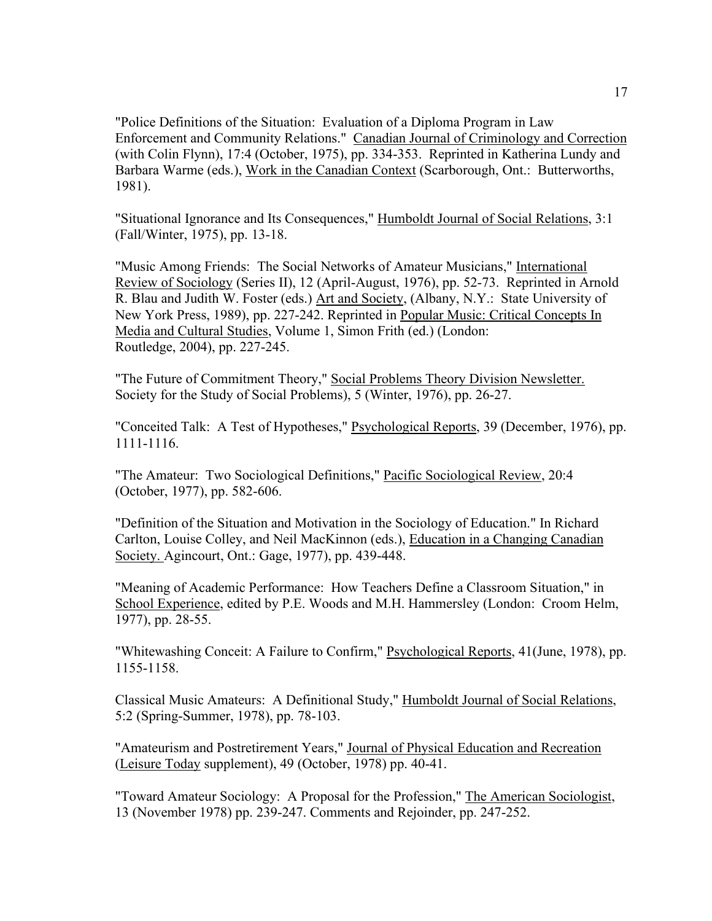"Police Definitions of the Situation: Evaluation of a Diploma Program in Law Enforcement and Community Relations." Canadian Journal of Criminology and Correction (with Colin Flynn), 17:4 (October, 1975), pp. 334-353. Reprinted in Katherina Lundy and Barbara Warme (eds.), Work in the Canadian Context (Scarborough, Ont.: Butterworths, 1981).

"Situational Ignorance and Its Consequences," Humboldt Journal of Social Relations, 3:1 (Fall/Winter, 1975), pp. 13-18.

"Music Among Friends: The Social Networks of Amateur Musicians," International Review of Sociology (Series II), 12 (April-August, 1976), pp. 52-73. Reprinted in Arnold R. Blau and Judith W. Foster (eds.) Art and Society, (Albany, N.Y.: State University of New York Press, 1989), pp. 227-242. Reprinted in Popular Music: Critical Concepts In Media and Cultural Studies, Volume 1, Simon Frith (ed.) (London: Routledge, 2004), pp. 227-245.

"The Future of Commitment Theory," Social Problems Theory Division Newsletter. Society for the Study of Social Problems), 5 (Winter, 1976), pp. 26-27.

"Conceited Talk: A Test of Hypotheses," Psychological Reports, 39 (December, 1976), pp. 1111-1116.

"The Amateur: Two Sociological Definitions," Pacific Sociological Review, 20:4 (October, 1977), pp. 582-606.

"Definition of the Situation and Motivation in the Sociology of Education." In Richard Carlton, Louise Colley, and Neil MacKinnon (eds.), Education in a Changing Canadian Society. Agincourt, Ont.: Gage, 1977), pp. 439-448.

"Meaning of Academic Performance: How Teachers Define a Classroom Situation," in School Experience, edited by P.E. Woods and M.H. Hammersley (London: Croom Helm, 1977), pp. 28-55.

"Whitewashing Conceit: A Failure to Confirm," Psychological Reports, 41(June, 1978), pp. 1155-1158.

Classical Music Amateurs: A Definitional Study," Humboldt Journal of Social Relations, 5:2 (Spring-Summer, 1978), pp. 78-103.

"Amateurism and Postretirement Years," Journal of Physical Education and Recreation (Leisure Today supplement), 49 (October, 1978) pp. 40-41.

"Toward Amateur Sociology: A Proposal for the Profession," The American Sociologist, 13 (November 1978) pp. 239-247. Comments and Rejoinder, pp. 247-252.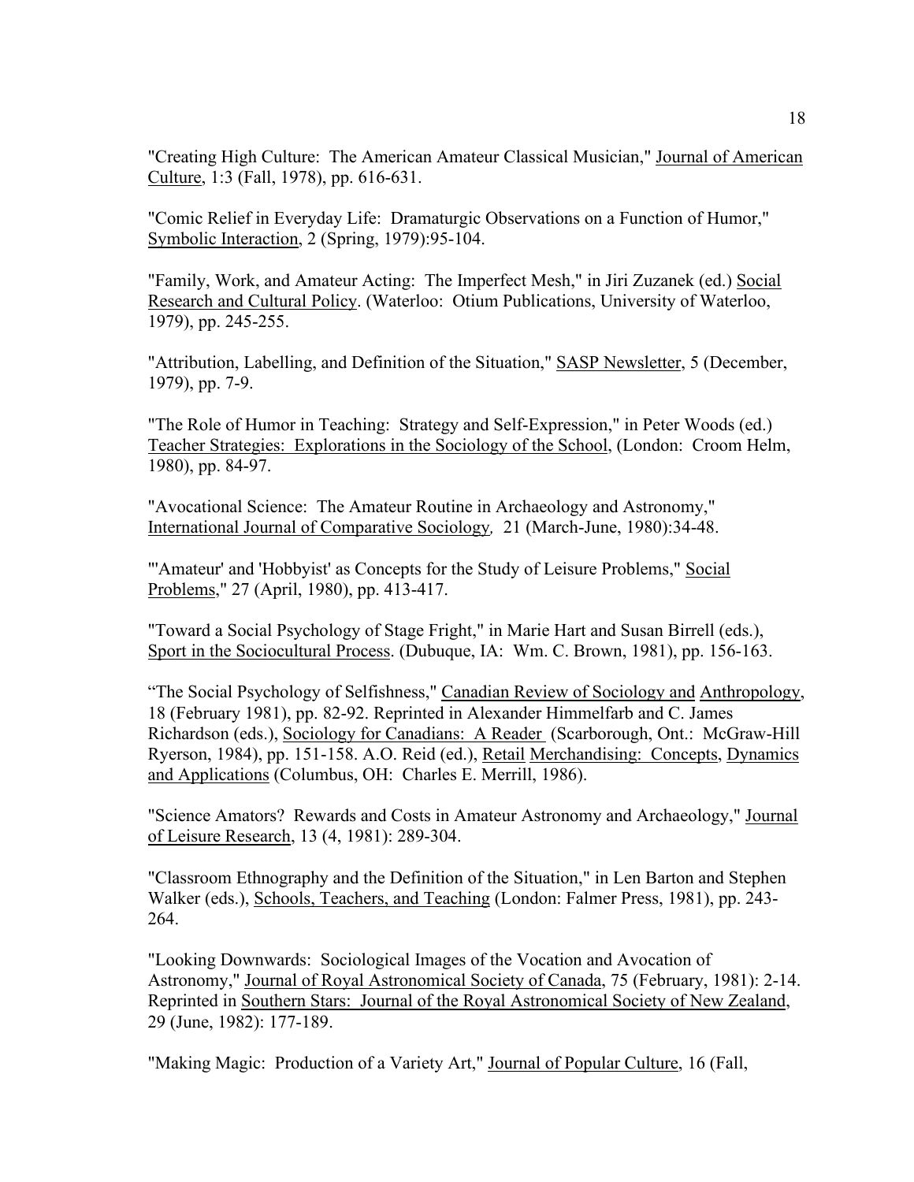"Creating High Culture: The American Amateur Classical Musician," Journal of American Culture, 1:3 (Fall, 1978), pp. 616-631.

"Comic Relief in Everyday Life: Dramaturgic Observations on a Function of Humor," Symbolic Interaction, 2 (Spring, 1979):95-104.

"Family, Work, and Amateur Acting: The Imperfect Mesh," in Jiri Zuzanek (ed.) Social Research and Cultural Policy. (Waterloo: Otium Publications, University of Waterloo, 1979), pp. 245-255.

"Attribution, Labelling, and Definition of the Situation," SASP Newsletter, 5 (December, 1979), pp. 7-9.

"The Role of Humor in Teaching: Strategy and Self-Expression," in Peter Woods (ed.) Teacher Strategies: Explorations in the Sociology of the School, (London: Croom Helm, 1980), pp. 84-97.

"Avocational Science: The Amateur Routine in Archaeology and Astronomy," International Journal of Comparative Sociology, 21 (March-June, 1980):34-48.

"'Amateur' and 'Hobbyist' as Concepts for the Study of Leisure Problems," Social Problems," 27 (April, 1980), pp. 413-417.

"Toward a Social Psychology of Stage Fright," in Marie Hart and Susan Birrell (eds.), Sport in the Sociocultural Process. (Dubuque, IA: Wm. C. Brown, 1981), pp. 156-163.

"The Social Psychology of Selfishness," Canadian Review of Sociology and Anthropology, 18 (February 1981), pp. 82-92. Reprinted in Alexander Himmelfarb and C. James Richardson (eds.), Sociology for Canadians: A Reader (Scarborough, Ont.: McGraw-Hill Ryerson, 1984), pp. 151-158. A.O. Reid (ed.), Retail Merchandising: Concepts, Dynamics and Applications (Columbus, OH: Charles E. Merrill, 1986).

"Science Amators? Rewards and Costs in Amateur Astronomy and Archaeology," Journal of Leisure Research, 13 (4, 1981): 289-304.

"Classroom Ethnography and the Definition of the Situation," in Len Barton and Stephen Walker (eds.), Schools, Teachers, and Teaching (London: Falmer Press, 1981), pp. 243-264.

"Looking Downwards: Sociological Images of the Vocation and Avocation of Astronomy," Journal of Royal Astronomical Society of Canada, 75 (February, 1981): 2-14. Reprinted in Southern Stars: Journal of the Royal Astronomical Society of New Zealand, 29 (June, 1982): 177-189.

"Making Magic: Production of a Variety Art," Journal of Popular Culture, 16 (Fall,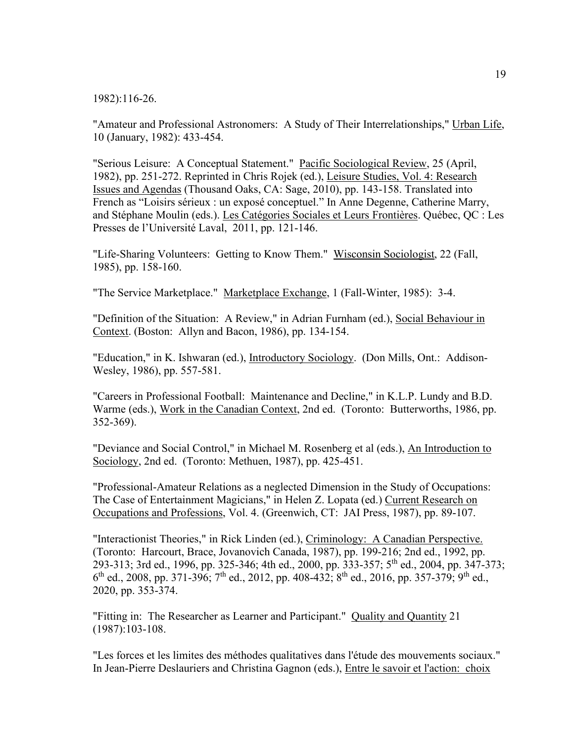1982):116-26.

"Amateur and Professional Astronomers: A Study of Their Interrelationships," Urban Life, 10 (January, 1982): 433-454.

"Serious Leisure: A Conceptual Statement." Pacific Sociological Review, 25 (April, 1982), pp. 251-272. Reprinted in Chris Rojek (ed.), Leisure Studies, Vol. 4: Research Issues and Agendas (Thousand Oaks, CA: Sage, 2010), pp. 143-158. Translated into French as "Loisirs sérieux : un exposé conceptuel." In Anne Degenne, Catherine Marry, and Stéphane Moulin (eds.). Les Catégories Sociales et Leurs Frontières. Québec, QC : Les Presses de l'Université Laval, 2011, pp. 121-146.

"Life-Sharing Volunteers: Getting to Know Them." Wisconsin Sociologist, 22 (Fall, 1985), pp. 158-160.

"The Service Marketplace." Marketplace Exchange, 1 (Fall-Winter, 1985): 3-4.

"Definition of the Situation: A Review," in Adrian Furnham (ed.), Social Behaviour in Context. (Boston: Allyn and Bacon, 1986), pp. 134-154.

"Education," in K. Ishwaran (ed.), Introductory Sociology. (Don Mills, Ont.: Addison-Wesley, 1986), pp. 557-581.

"Careers in Professional Football: Maintenance and Decline," in K.L.P. Lundy and B.D. Warme (eds.), Work in the Canadian Context, 2nd ed. (Toronto: Butterworths, 1986, pp. 352-369).

"Deviance and Social Control," in Michael M. Rosenberg et al (eds.), An Introduction to Sociology, 2nd ed. (Toronto: Methuen, 1987), pp. 425-451.

"Professional-Amateur Relations as a neglected Dimension in the Study of Occupations: The Case of Entertainment Magicians," in Helen Z. Lopata (ed.) Current Research on Occupations and Professions, Vol. 4. (Greenwich, CT: JAI Press, 1987), pp. 89-107.

"Interactionist Theories," in Rick Linden (ed.), Criminology: A Canadian Perspective. (Toronto: Harcourt, Brace, Jovanovich Canada, 1987), pp. 199-216; 2nd ed., 1992, pp. 293-313; 3rd ed., 1996, pp. 325-346; 4th ed., 2000, pp. 333-357; 5th ed., 2004, pp. 347-373; 6th ed., 2008, pp. 371-396; 7th ed., 2012, pp. 408-432; 8th ed., 2016, pp. 357-379; 9th ed., 2020, pp. 353-374.

"Fitting in: The Researcher as Learner and Participant." Quality and Quantity 21 (1987):103-108.

"Les forces et les limites des méthodes qualitatives dans l'étude des mouvements sociaux." In Jean-Pierre Deslauriers and Christina Gagnon (eds.), Entre le savoir et l'action: choix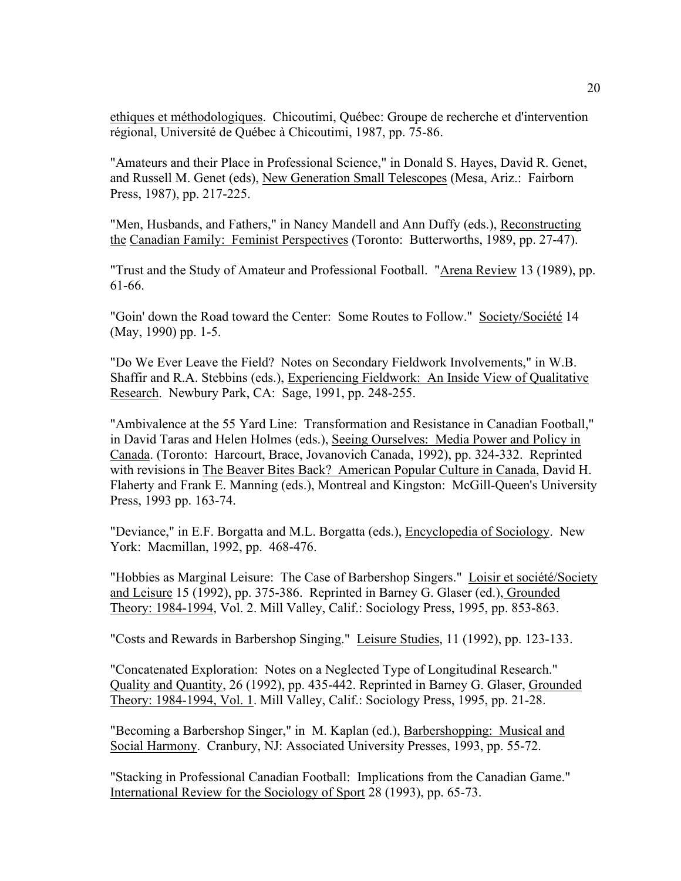ethiques et méthodologiques. Chicoutimi, Québec: Groupe de recherche et d'intervention régional, Université de Québec à Chicoutimi, 1987, pp. 75-86.

"Amateurs and their Place in Professional Science," in Donald S. Hayes, David R. Genet, and Russell M. Genet (eds), New Generation Small Telescopes (Mesa, Ariz.: Fairborn Press, 1987), pp. 217-225.

"Men, Husbands, and Fathers," in Nancy Mandell and Ann Duffy (eds.), Reconstructing the Canadian Family: Feminist Perspectives (Toronto: Butterworths, 1989, pp. 27-47).

"Trust and the Study of Amateur and Professional Football. "Arena Review 13 (1989), pp. 61-66.

"Goin' down the Road toward the Center: Some Routes to Follow." Society/Société 14 (May, 1990) pp. 1-5.

"Do We Ever Leave the Field? Notes on Secondary Fieldwork Involvements," in W.B. Shaffir and R.A. Stebbins (eds.), Experiencing Fieldwork: An Inside View of Qualitative Research. Newbury Park, CA: Sage, 1991, pp. 248-255.

"Ambivalence at the 55 Yard Line: Transformation and Resistance in Canadian Football," in David Taras and Helen Holmes (eds.), Seeing Ourselves: Media Power and Policy in Canada. (Toronto: Harcourt, Brace, Jovanovich Canada, 1992), pp. 324-332. Reprinted with revisions in The Beaver Bites Back? American Popular Culture in Canada, David H. Flaherty and Frank E. Manning (eds.), Montreal and Kingston: McGill-Queen's University Press, 1993 pp. 163-74.

"Deviance," in E.F. Borgatta and M.L. Borgatta (eds.), Encyclopedia of Sociology. New York: Macmillan, 1992, pp. 468-476.

"Hobbies as Marginal Leisure: The Case of Barbershop Singers." Loisir et société/Society and Leisure 15 (1992), pp. 375-386. Reprinted in Barney G. Glaser (ed.), Grounded Theory: 1984-1994, Vol. 2. Mill Valley, Calif.: Sociology Press, 1995, pp. 853-863.

"Costs and Rewards in Barbershop Singing." Leisure Studies, 11 (1992), pp. 123-133.

"Concatenated Exploration: Notes on a Neglected Type of Longitudinal Research." Quality and Quantity, 26 (1992), pp. 435-442. Reprinted in Barney G. Glaser, Grounded Theory: 1984-1994, Vol. 1. Mill Valley, Calif.: Sociology Press, 1995, pp. 21-28.

"Becoming a Barbershop Singer," in M. Kaplan (ed.), Barbershopping: Musical and Social Harmony. Cranbury, NJ: Associated University Presses, 1993, pp. 55-72.

"Stacking in Professional Canadian Football: Implications from the Canadian Game." International Review for the Sociology of Sport 28 (1993), pp. 65-73.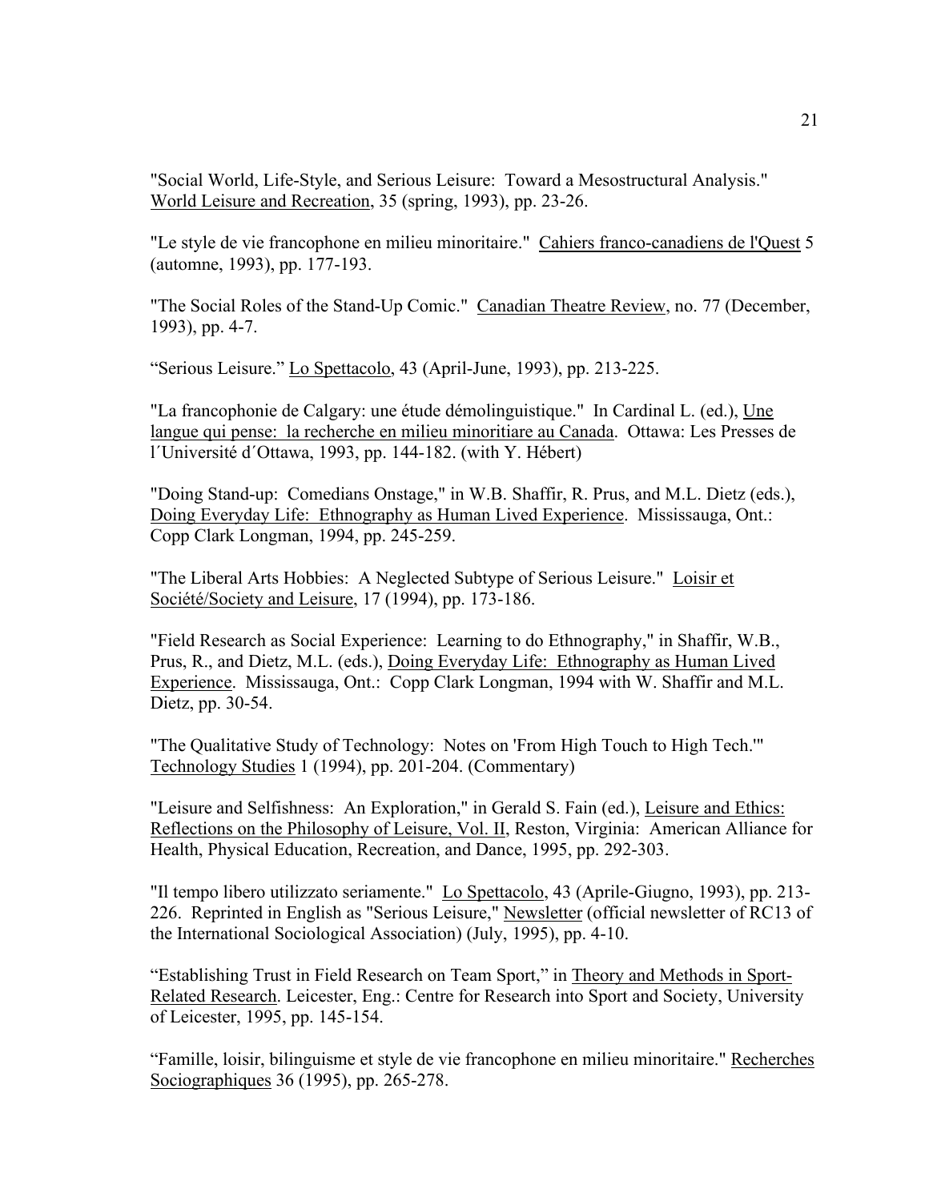"Social World, Life-Style, and Serious Leisure: Toward a Mesostructural Analysis." World Leisure and Recreation, 35 (spring, 1993), pp. 23-26.

"Le style de vie francophone en milieu minoritaire." Cahiers franco-canadiens de l'Quest 5 (automne, 1993), pp. 177-193.

"The Social Roles of the Stand-Up Comic." Canadian Theatre Review, no. 77 (December, 1993), pp. 4-7.

"Serious Leisure." Lo Spettacolo, 43 (April-June, 1993), pp. 213-225.

"La francophonie de Calgary: une étude démolinguistique." In Cardinal L. (ed.), Une langue qui pense: la recherche en milieu minoritiare au Canada. Ottawa: Les Presses de l´Université d´Ottawa, 1993, pp. 144-182. (with Y. Hébert)

"Doing Stand-up: Comedians Onstage," in W.B. Shaffir, R. Prus, and M.L. Dietz (eds.), Doing Everyday Life: Ethnography as Human Lived Experience. Mississauga, Ont.: Copp Clark Longman, 1994, pp. 245-259.

"The Liberal Arts Hobbies: A Neglected Subtype of Serious Leisure." Loisir et Société/Society and Leisure, 17 (1994), pp. 173-186.

"Field Research as Social Experience: Learning to do Ethnography," in Shaffir, W.B., Prus, R., and Dietz, M.L. (eds.), Doing Everyday Life: Ethnography as Human Lived Experience. Mississauga, Ont.: Copp Clark Longman, 1994 with W. Shaffir and M.L. Dietz, pp. 30-54.

"The Qualitative Study of Technology: Notes on 'From High Touch to High Tech.'" Technology Studies 1 (1994), pp. 201-204. (Commentary)

"Leisure and Selfishness: An Exploration," in Gerald S. Fain (ed.), Leisure and Ethics: Reflections on the Philosophy of Leisure, Vol. II, Reston, Virginia: American Alliance for Health, Physical Education, Recreation, and Dance, 1995, pp. 292-303.

"Il tempo libero utilizzato seriamente." Lo Spettacolo, 43 (Aprile-Giugno, 1993), pp. 213-226. Reprinted in English as "Serious Leisure," Newsletter (official newsletter of RC13 of the International Sociological Association) (July, 1995), pp. 4-10.

"Establishing Trust in Field Research on Team Sport," in Theory and Methods in Sport-Related Research. Leicester, Eng.: Centre for Research into Sport and Society, University of Leicester, 1995, pp. 145-154.

"Famille, loisir, bilinguisme et style de vie francophone en milieu minoritaire." Recherches Sociographiques 36 (1995), pp. 265-278.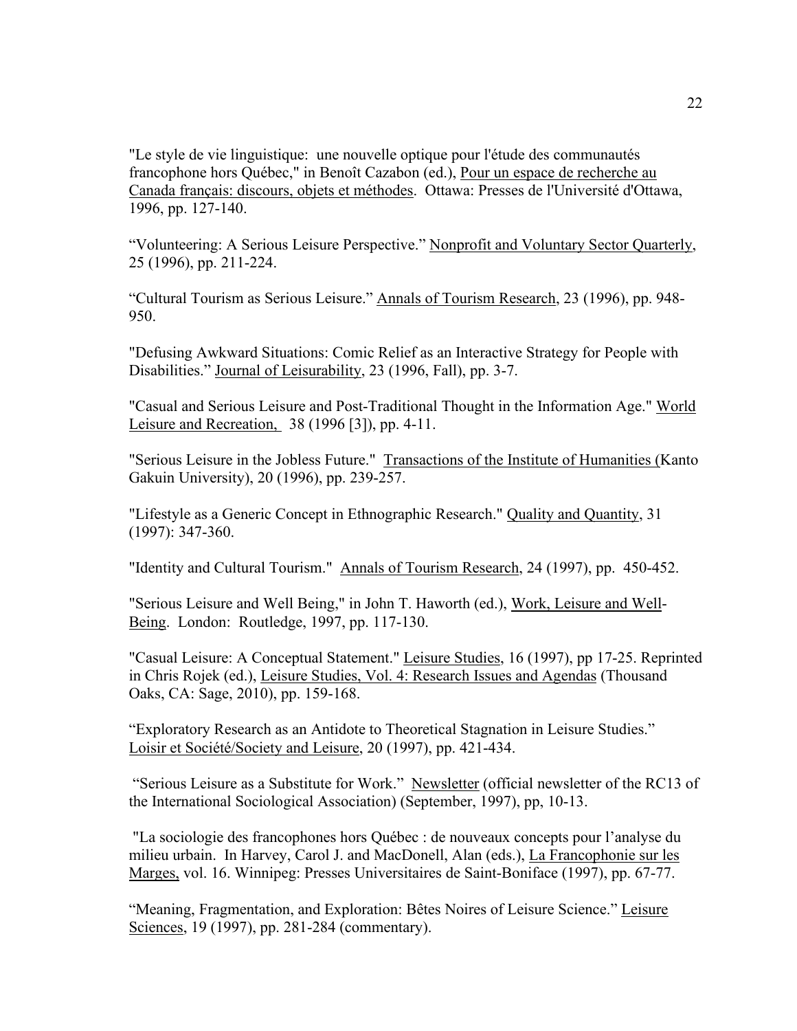"Le style de vie linguistique: une nouvelle optique pour l'étude des communautés francophone hors Québec," in Benoît Cazabon (ed.), Pour un espace de recherche au Canada français: discours, objets et méthodes. Ottawa: Presses de l'Université d'Ottawa, 1996, pp. 127-140.

"Volunteering: A Serious Leisure Perspective." Nonprofit and Voluntary Sector Quarterly, 25 (1996), pp. 211-224.

"Cultural Tourism as Serious Leisure." Annals of Tourism Research, 23 (1996), pp. 948-950.

"Defusing Awkward Situations: Comic Relief as an Interactive Strategy for People with Disabilities." Journal of Leisurability, 23 (1996, Fall), pp. 3-7.

"Casual and Serious Leisure and Post-Traditional Thought in the Information Age." World Leisure and Recreation, 38 (1996 [3]), pp. 4-11.

"Serious Leisure in the Jobless Future." Transactions of the Institute of Humanities (Kanto Gakuin University), 20 (1996), pp. 239-257.

"Lifestyle as a Generic Concept in Ethnographic Research." Quality and Quantity, 31 (1997): 347-360.

"Identity and Cultural Tourism." Annals of Tourism Research, 24 (1997), pp. 450-452.

"Serious Leisure and Well Being," in John T. Haworth (ed.), Work, Leisure and Well-Being. London: Routledge, 1997, pp. 117-130.

"Casual Leisure: A Conceptual Statement." Leisure Studies, 16 (1997), pp 17-25. Reprinted in Chris Rojek (ed.), Leisure Studies, Vol. 4: Research Issues and Agendas (Thousand Oaks, CA: Sage, 2010), pp. 159-168.

"Exploratory Research as an Antidote to Theoretical Stagnation in Leisure Studies." Loisir et Société/Society and Leisure, 20 (1997), pp. 421-434.

"Serious Leisure as a Substitute for Work." Newsletter (official newsletter of the RC13 of the International Sociological Association) (September, 1997), pp, 10-13.

"La sociologie des francophones hors Québec : de nouveaux concepts pour l'analyse du milieu urbain. In Harvey, Carol J. and MacDonell, Alan (eds.), La Francophonie sur les Marges, vol. 16. Winnipeg: Presses Universitaires de Saint-Boniface (1997), pp. 67-77.

"Meaning, Fragmentation, and Exploration: Bêtes Noires of Leisure Science." Leisure Sciences, 19 (1997), pp. 281-284 (commentary).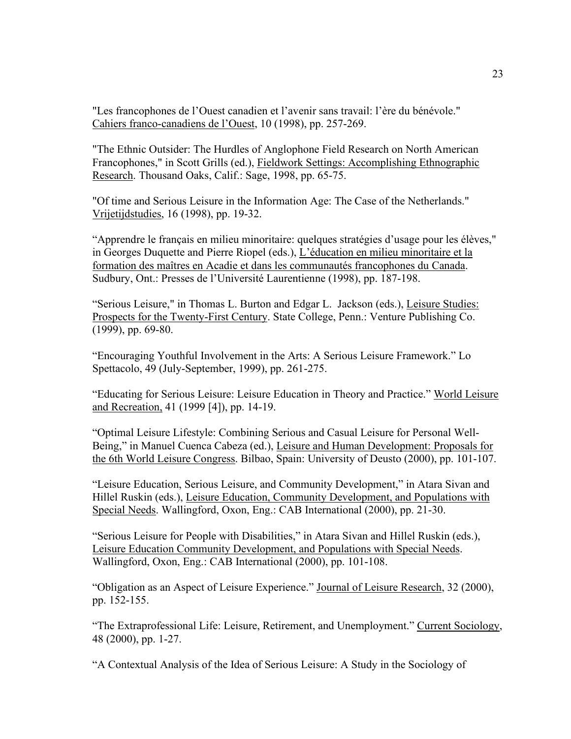"Les francophones de l'Ouest canadien et l'avenir sans travail: l'ère du bénévole." Cahiers franco-canadiens de l'Ouest, 10 (1998), pp. 257-269.

"The Ethnic Outsider: The Hurdles of Anglophone Field Research on North American Francophones," in Scott Grills (ed.), Fieldwork Settings: Accomplishing Ethnographic Research. Thousand Oaks, Calif.: Sage, 1998, pp. 65-75.

"Of time and Serious Leisure in the Information Age: The Case of the Netherlands." Vrijetijdstudies, 16 (1998), pp. 19-32.

"Apprendre le français en milieu minoritaire: quelques stratégies d'usage pour les élèves," in Georges Duquette and Pierre Riopel (eds.), L'éducation en milieu minoritaire et la formation des maîtres en Acadie et dans les communautés francophones du Canada. Sudbury, Ont.: Presses de l'Université Laurentienne (1998), pp. 187-198.

"Serious Leisure," in Thomas L. Burton and Edgar L. Jackson (eds.), Leisure Studies: Prospects for the Twenty-First Century. State College, Penn.: Venture Publishing Co. (1999), pp. 69-80.

"Encouraging Youthful Involvement in the Arts: A Serious Leisure Framework." Lo Spettacolo, 49 (July-September, 1999), pp. 261-275.

"Educating for Serious Leisure: Leisure Education in Theory and Practice." World Leisure and Recreation, 41 (1999 [4]), pp. 14-19.

"Optimal Leisure Lifestyle: Combining Serious and Casual Leisure for Personal Well-Being," in Manuel Cuenca Cabeza (ed.), Leisure and Human Development: Proposals for the 6th World Leisure Congress. Bilbao, Spain: University of Deusto (2000), pp. 101-107.

"Leisure Education, Serious Leisure, and Community Development," in Atara Sivan and Hillel Ruskin (eds.), Leisure Education, Community Development, and Populations with Special Needs. Wallingford, Oxon, Eng.: CAB International (2000), pp. 21-30.

"Serious Leisure for People with Disabilities," in Atara Sivan and Hillel Ruskin (eds.), Leisure Education Community Development, and Populations with Special Needs. Wallingford, Oxon, Eng.: CAB International (2000), pp. 101-108.

"Obligation as an Aspect of Leisure Experience." Journal of Leisure Research, 32 (2000), pp. 152-155.

"The Extraprofessional Life: Leisure, Retirement, and Unemployment." Current Sociology, 48 (2000), pp. 1-27.

"A Contextual Analysis of the Idea of Serious Leisure: A Study in the Sociology of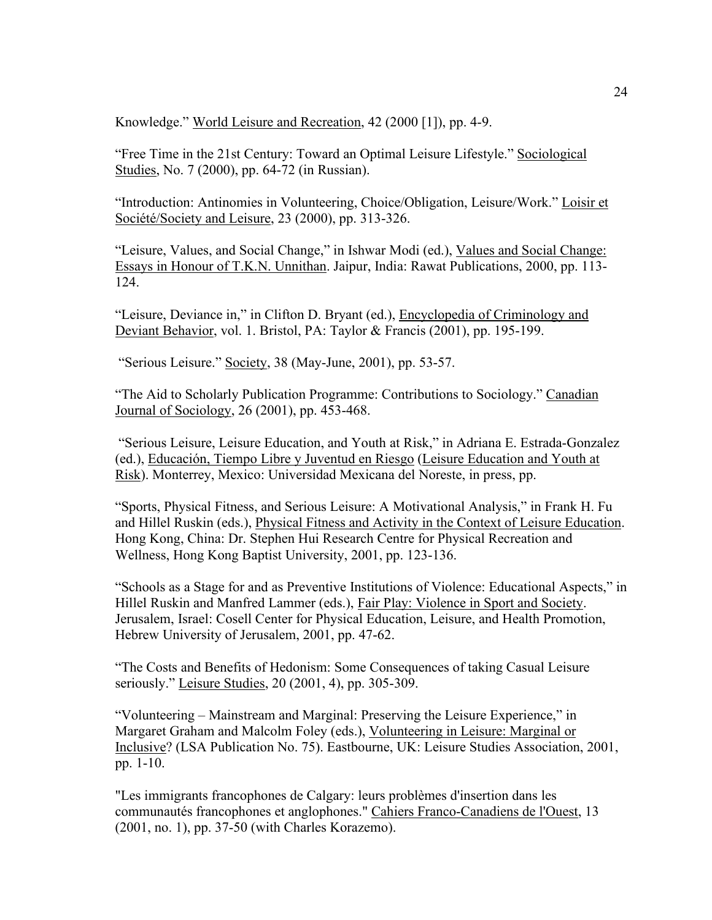Knowledge." World Leisure and Recreation, 42 (2000 [1]), pp. 4-9.

"Free Time in the 21st Century: Toward an Optimal Leisure Lifestyle." Sociological Studies, No. 7 (2000), pp. 64-72 (in Russian).

"Introduction: Antinomies in Volunteering, Choice/Obligation, Leisure/Work." Loisir et Société/Society and Leisure, 23 (2000), pp. 313-326.

"Leisure, Values, and Social Change," in Ishwar Modi (ed.), Values and Social Change: Essays in Honour of T.K.N. Unnithan. Jaipur, India: Rawat Publications, 2000, pp. 113-124.

"Leisure, Deviance in," in Clifton D. Bryant (ed.), Encyclopedia of Criminology and Deviant Behavior, vol. 1. Bristol, PA: Taylor & Francis (2001), pp. 195-199.

"Serious Leisure." Society, 38 (May-June, 2001), pp. 53-57.

"The Aid to Scholarly Publication Programme: Contributions to Sociology." Canadian Journal of Sociology, 26 (2001), pp. 453-468.

"Serious Leisure, Leisure Education, and Youth at Risk," in Adriana E. Estrada-Gonzalez (ed.), Educación, Tiempo Libre y Juventud en Riesgo (Leisure Education and Youth at Risk). Monterrey, Mexico: Universidad Mexicana del Noreste, in press, pp.

"Sports, Physical Fitness, and Serious Leisure: A Motivational Analysis," in Frank H. Fu and Hillel Ruskin (eds.), Physical Fitness and Activity in the Context of Leisure Education. Hong Kong, China: Dr. Stephen Hui Research Centre for Physical Recreation and Wellness, Hong Kong Baptist University, 2001, pp. 123-136.

"Schools as a Stage for and as Preventive Institutions of Violence: Educational Aspects," in Hillel Ruskin and Manfred Lammer (eds.), Fair Play: Violence in Sport and Society. Jerusalem, Israel: Cosell Center for Physical Education, Leisure, and Health Promotion, Hebrew University of Jerusalem, 2001, pp. 47-62.

"The Costs and Benefits of Hedonism: Some Consequences of taking Casual Leisure seriously." Leisure Studies, 20 (2001, 4), pp. 305-309.

"Volunteering – Mainstream and Marginal: Preserving the Leisure Experience," in Margaret Graham and Malcolm Foley (eds.), Volunteering in Leisure: Marginal or Inclusive? (LSA Publication No. 75). Eastbourne, UK: Leisure Studies Association, 2001, pp. 1-10.

"Les immigrants francophones de Calgary: leurs problèmes d'insertion dans les communautés francophones et anglophones." Cahiers Franco-Canadiens de l'Ouest, 13 (2001, no. 1), pp. 37-50 (with Charles Korazemo).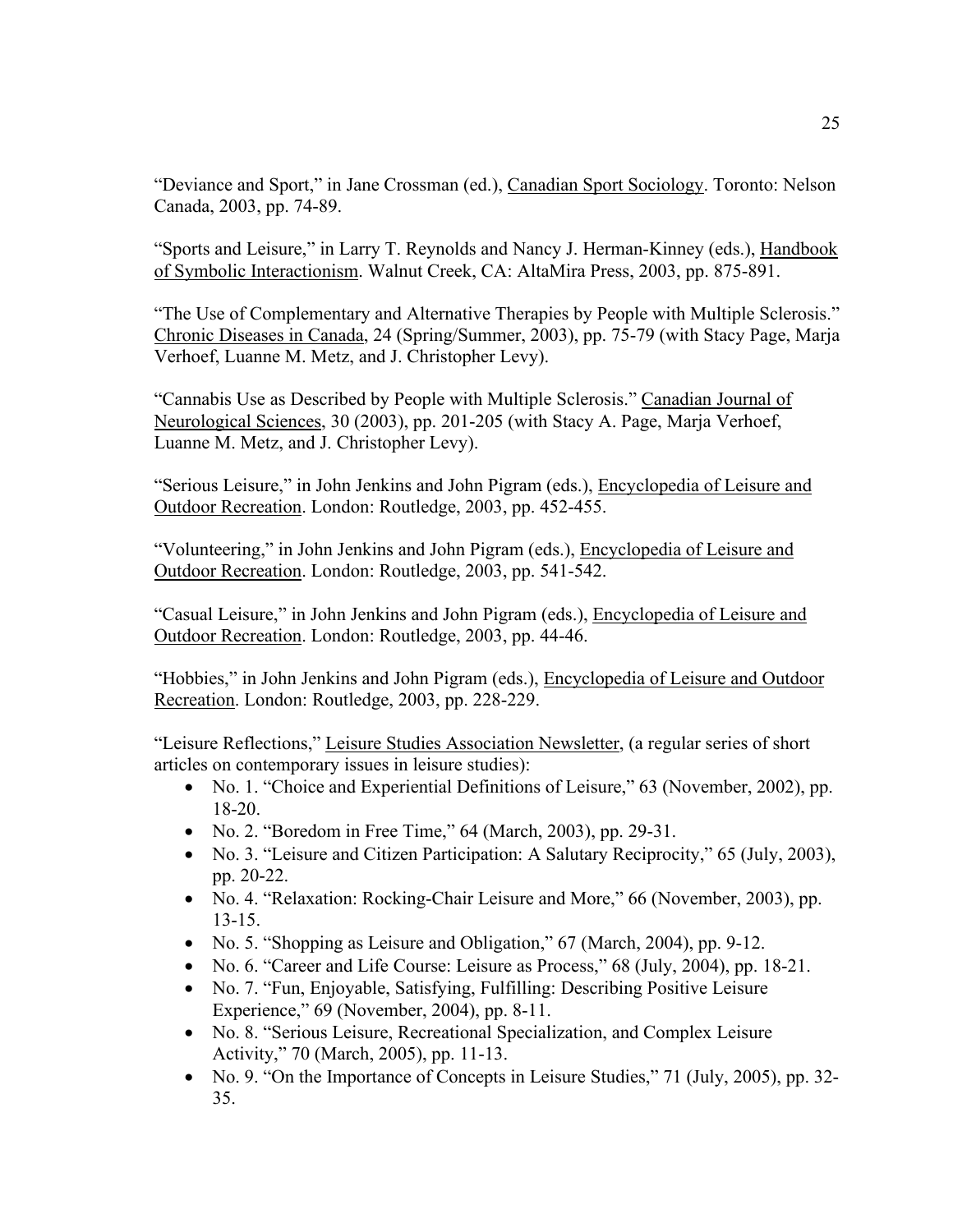"Deviance and Sport," in Jane Crossman (ed.), Canadian Sport Sociology. Toronto: Nelson Canada, 2003, pp. 74-89.

"Sports and Leisure," in Larry T. Reynolds and Nancy J. Herman-Kinney (eds.), Handbook of Symbolic Interactionism. Walnut Creek, CA: AltaMira Press, 2003, pp. 875-891.

"The Use of Complementary and Alternative Therapies by People with Multiple Sclerosis." Chronic Diseases in Canada, 24 (Spring/Summer, 2003), pp. 75-79 (with Stacy Page, Marja Verhoef, Luanne M. Metz, and J. Christopher Levy).

"Cannabis Use as Described by People with Multiple Sclerosis." Canadian Journal of Neurological Sciences, 30 (2003), pp. 201-205 (with Stacy A. Page, Marja Verhoef, Luanne M. Metz, and J. Christopher Levy).

"Serious Leisure," in John Jenkins and John Pigram (eds.), Encyclopedia of Leisure and Outdoor Recreation. London: Routledge, 2003, pp. 452-455.

"Volunteering," in John Jenkins and John Pigram (eds.), Encyclopedia of Leisure and Outdoor Recreation. London: Routledge, 2003, pp. 541-542.

"Casual Leisure," in John Jenkins and John Pigram (eds.), Encyclopedia of Leisure and Outdoor Recreation. London: Routledge, 2003, pp. 44-46.

"Hobbies," in John Jenkins and John Pigram (eds.), Encyclopedia of Leisure and Outdoor Recreation. London: Routledge, 2003, pp. 228-229.

"Leisure Reflections," Leisure Studies Association Newsletter, (a regular series of short articles on contemporary issues in leisure studies):

- No. 1. "Choice and Experiential Definitions of Leisure," 63 (November, 2002), pp. 18-20.
- No. 2. "Boredom in Free Time," 64 (March, 2003), pp. 29-31.
- No. 3. "Leisure and Citizen Participation: A Salutary Reciprocity," 65 (July, 2003), pp. 20-22.
- No. 4. "Relaxation: Rocking-Chair Leisure and More," 66 (November, 2003), pp. 13-15.
- No. 5. "Shopping as Leisure and Obligation," 67 (March, 2004), pp. 9-12.
- No. 6. "Career and Life Course: Leisure as Process," 68 (July, 2004), pp. 18-21.
- No. 7. "Fun, Enjoyable, Satisfying, Fulfilling: Describing Positive Leisure Experience," 69 (November, 2004), pp. 8-11.
- No. 8. "Serious Leisure, Recreational Specialization, and Complex Leisure Activity," 70 (March, 2005), pp. 11-13.
- No. 9. "On the Importance of Concepts in Leisure Studies," 71 (July, 2005), pp. 32-35.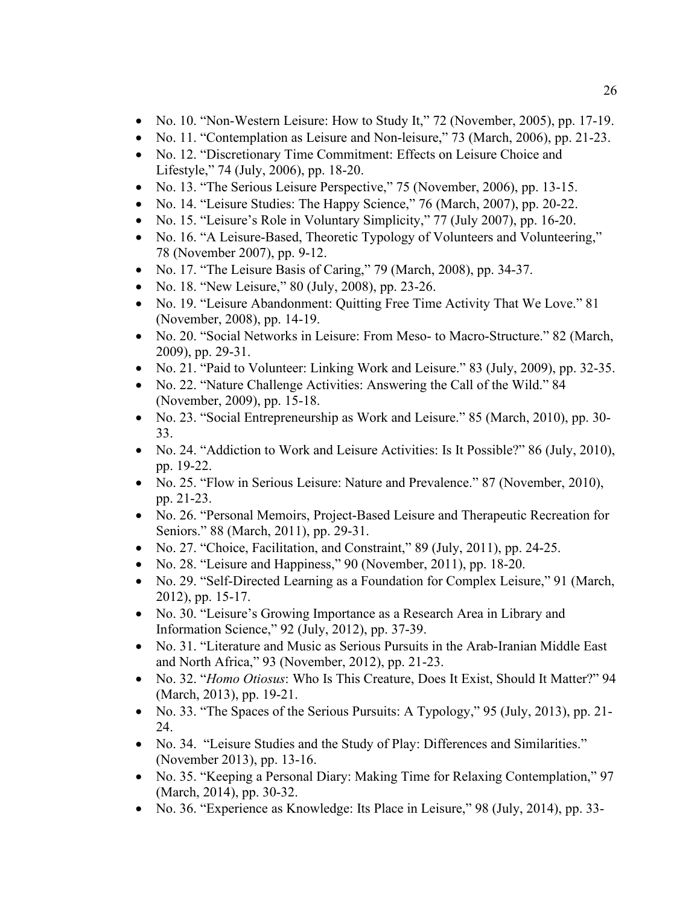- No. 10. "Non-Western Leisure: How to Study It," 72 (November, 2005), pp. 17-19.
- No. 11. "Contemplation as Leisure and Non-leisure," 73 (March, 2006), pp. 21-23.
- No. 12. "Discretionary Time Commitment: Effects on Leisure Choice and Lifestyle," 74 (July, 2006), pp. 18-20.
- No. 13. "The Serious Leisure Perspective," 75 (November, 2006), pp. 13-15.
- No. 14. "Leisure Studies: The Happy Science," 76 (March, 2007), pp. 20-22.
- No. 15. "Leisure's Role in Voluntary Simplicity," 77 (July 2007), pp. 16-20.
- No. 16. "A Leisure-Based, Theoretic Typology of Volunteers and Volunteering," 78 (November 2007), pp. 9-12.
- No. 17. "The Leisure Basis of Caring," 79 (March, 2008), pp. 34-37.
- No. 18. "New Leisure," 80 (July, 2008), pp. 23-26.
- No. 19. "Leisure Abandonment: Quitting Free Time Activity That We Love." 81 (November, 2008), pp. 14-19.
- No. 20. "Social Networks in Leisure: From Meso- to Macro-Structure." 82 (March, 2009), pp. 29-31.
- No. 21. "Paid to Volunteer: Linking Work and Leisure." 83 (July, 2009), pp. 32-35.
- No. 22. "Nature Challenge Activities: Answering the Call of the Wild." 84 (November, 2009), pp. 15-18.
- No. 23. "Social Entrepreneurship as Work and Leisure." 85 (March, 2010), pp. 30-33.
- No. 24. "Addiction to Work and Leisure Activities: Is It Possible?" 86 (July, 2010), pp. 19-22.
- No. 25. "Flow in Serious Leisure: Nature and Prevalence." 87 (November, 2010), pp. 21-23.
- No. 26. "Personal Memoirs, Project-Based Leisure and Therapeutic Recreation for Seniors." 88 (March, 2011), pp. 29-31.
- No. 27. "Choice, Facilitation, and Constraint," 89 (July, 2011), pp. 24-25.
- No. 28. "Leisure and Happiness," 90 (November, 2011), pp. 18-20.
- No. 29. "Self-Directed Learning as a Foundation for Complex Leisure," 91 (March, 2012), pp. 15-17.
- No. 30. "Leisure's Growing Importance as a Research Area in Library and Information Science," 92 (July, 2012), pp. 37-39.
- No. 31. "Literature and Music as Serious Pursuits in the Arab-Iranian Middle East and North Africa," 93 (November, 2012), pp. 21-23.
- No. 32. "*Homo Otiosus*: Who Is This Creature, Does It Exist, Should It Matter?" 94 (March, 2013), pp. 19-21.
- No. 33. "The Spaces of the Serious Pursuits: A Typology," 95 (July, 2013), pp. 21-24.
- No. 34. "Leisure Studies and the Study of Play: Differences and Similarities." (November 2013), pp. 13-16.
- No. 35. "Keeping a Personal Diary: Making Time for Relaxing Contemplation," 97 (March, 2014), pp. 30-32.
- No. 36. "Experience as Knowledge: Its Place in Leisure," 98 (July, 2014), pp. 33-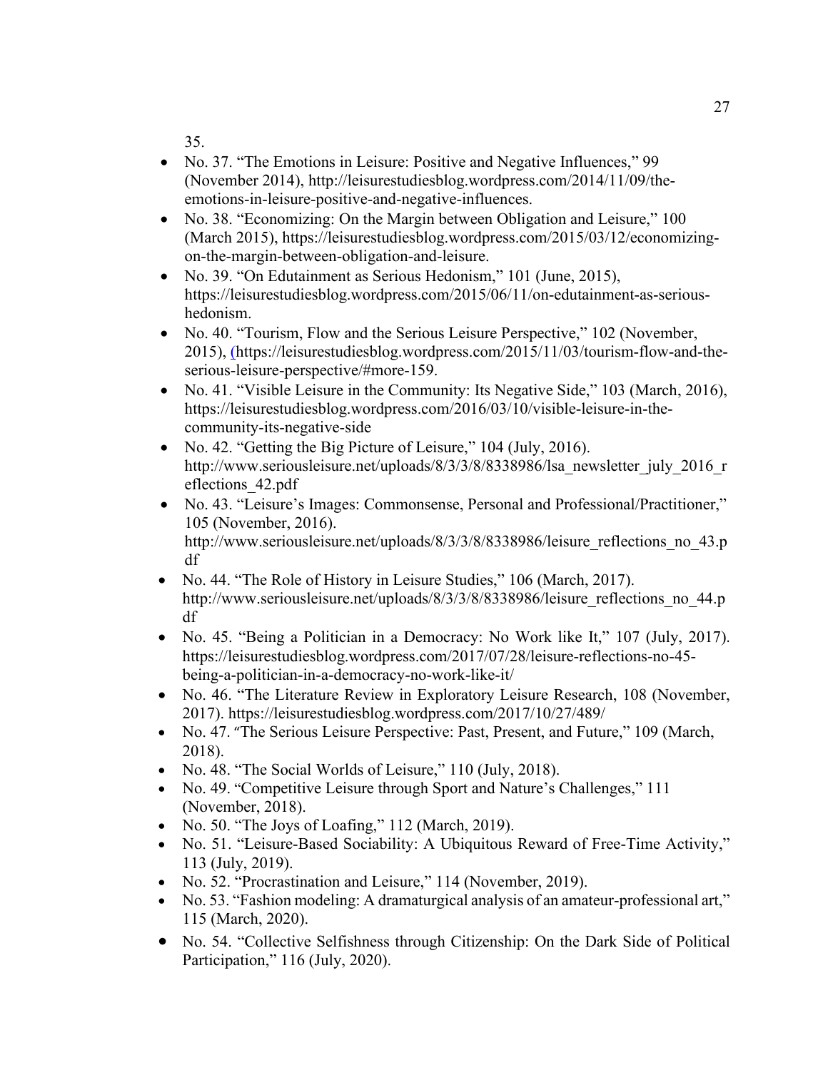35.

- No. 37. “The Emotions in Leisure: Positive and Negative Influences,” 99 (November 2014), http://leisurestudiesblog.wordpress.com/2014/11/09/the-emotions-in-leisure-positive-and-negative-influences.
- No. 38. “Economizing: On the Margin between Obligation and Leisure,” 100 (March 2015), https://leisurestudiesblog.wordpress.com/2015/03/12/economizing-on-the-margin-between-obligation-and-leisure.
- No. 39. “On Edutainment as Serious Hedonism,” 101 (June, 2015), https://leisurestudiesblog.wordpress.com/2015/06/11/on-edutainment-as-serious-hedonism.
- No. 40. “Tourism, Flow and the Serious Leisure Perspective,” 102 (November, 2015), (https://leisurestudiesblog.wordpress.com/2015/11/03/tourism-flow-and-the-serious-leisure-perspective/#more-159.
- No. 41. “Visible Leisure in the Community: Its Negative Side,” 103 (March, 2016), https://leisurestudiesblog.wordpress.com/2016/03/10/visible-leisure-in-the-community-its-negative-side
- No. 42. “Getting the Big Picture of Leisure,” 104 (July, 2016). http://www.seriousleisure.net/uploads/8/3/3/8/8338986/lsa_newsletter_july_2016_reflections_42.pdf
- No. 43. “Leisure’s Images: Commonsense, Personal and Professional/Practitioner,” 105 (November, 2016). http://www.seriousleisure.net/uploads/8/3/3/8/8338986/leisure_reflections_no_43.pdf
- No. 44. “The Role of History in Leisure Studies,” 106 (March, 2017). http://www.seriousleisure.net/uploads/8/3/3/8/8338986/leisure_reflections_no_44.pdf
- No. 45. “Being a Politician in a Democracy: No Work like It,” 107 (July, 2017). https://leisurestudiesblog.wordpress.com/2017/07/28/leisure-reflections-no-45-being-a-politician-in-a-democracy-no-work-like-it/
- No. 46. “The Literature Review in Exploratory Leisure Research, 108 (November, 2017). https://leisurestudiesblog.wordpress.com/2017/10/27/489/
- No. 47. “The Serious Leisure Perspective: Past, Present, and Future,” 109 (March, 2018).
- No. 48. “The Social Worlds of Leisure,” 110 (July, 2018).
- No. 49. “Competitive Leisure through Sport and Nature’s Challenges,” 111 (November, 2018).
- No. 50. “The Joys of Loafing,” 112 (March, 2019).
- No. 51. “Leisure-Based Sociability: A Ubiquitous Reward of Free-Time Activity,” 113 (July, 2019).
- No. 52. “Procrastination and Leisure,” 114 (November, 2019).
- No. 53. “Fashion modeling: A dramaturgical analysis of an amateur-professional art,” 115 (March, 2020).
- No. 54. “Collective Selfishness through Citizenship: On the Dark Side of Political Participation,” 116 (July, 2020).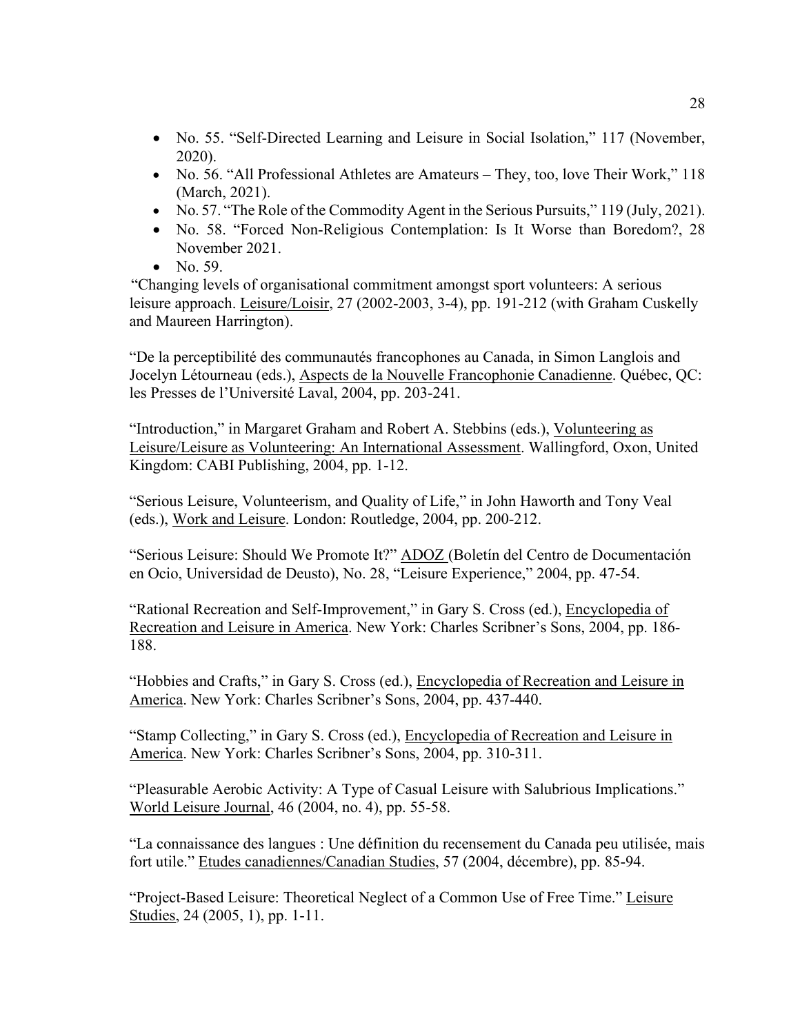- No. 55. "Self-Directed Learning and Leisure in Social Isolation," 117 (November, 2020).
- No. 56. "All Professional Athletes are Amateurs – They, too, love Their Work," 118 (March, 2021).
- No. 57. "The Role of the Commodity Agent in the Serious Pursuits," 119 (July, 2021).
- No. 58. "Forced Non-Religious Contemplation: Is It Worse than Boredom?, 28 November 2021.
- No. 59.

"Changing levels of organisational commitment amongst sport volunteers: A serious leisure approach. Leisure/Loisir, 27 (2002-2003, 3-4), pp. 191-212 (with Graham Cuskelly and Maureen Harrington).

"De la perceptibilité des communautés francophones au Canada, in Simon Langlois and Jocelyn Létourneau (eds.), Aspects de la Nouvelle Francophonie Canadienne. Québec, QC: les Presses de l'Université Laval, 2004, pp. 203-241.

"Introduction," in Margaret Graham and Robert A. Stebbins (eds.), Volunteering as Leisure/Leisure as Volunteering: An International Assessment. Wallingford, Oxon, United Kingdom: CABI Publishing, 2004, pp. 1-12.

"Serious Leisure, Volunteerism, and Quality of Life," in John Haworth and Tony Veal (eds.), Work and Leisure. London: Routledge, 2004, pp. 200-212.

"Serious Leisure: Should We Promote It?" ADOZ (Boletín del Centro de Documentación en Ocio, Universidad de Deusto), No. 28, "Leisure Experience," 2004, pp. 47-54.

"Rational Recreation and Self-Improvement," in Gary S. Cross (ed.), Encyclopedia of Recreation and Leisure in America. New York: Charles Scribner's Sons, 2004, pp. 186-188.

"Hobbies and Crafts," in Gary S. Cross (ed.), Encyclopedia of Recreation and Leisure in America. New York: Charles Scribner's Sons, 2004, pp. 437-440.

"Stamp Collecting," in Gary S. Cross (ed.), Encyclopedia of Recreation and Leisure in America. New York: Charles Scribner's Sons, 2004, pp. 310-311.

"Pleasurable Aerobic Activity: A Type of Casual Leisure with Salubrious Implications." World Leisure Journal, 46 (2004, no. 4), pp. 55-58.

"La connaissance des langues : Une définition du recensement du Canada peu utilisée, mais fort utile." Etudes canadiennes/Canadian Studies, 57 (2004, décembre), pp. 85-94.

"Project-Based Leisure: Theoretical Neglect of a Common Use of Free Time." Leisure Studies, 24 (2005, 1), pp. 1-11.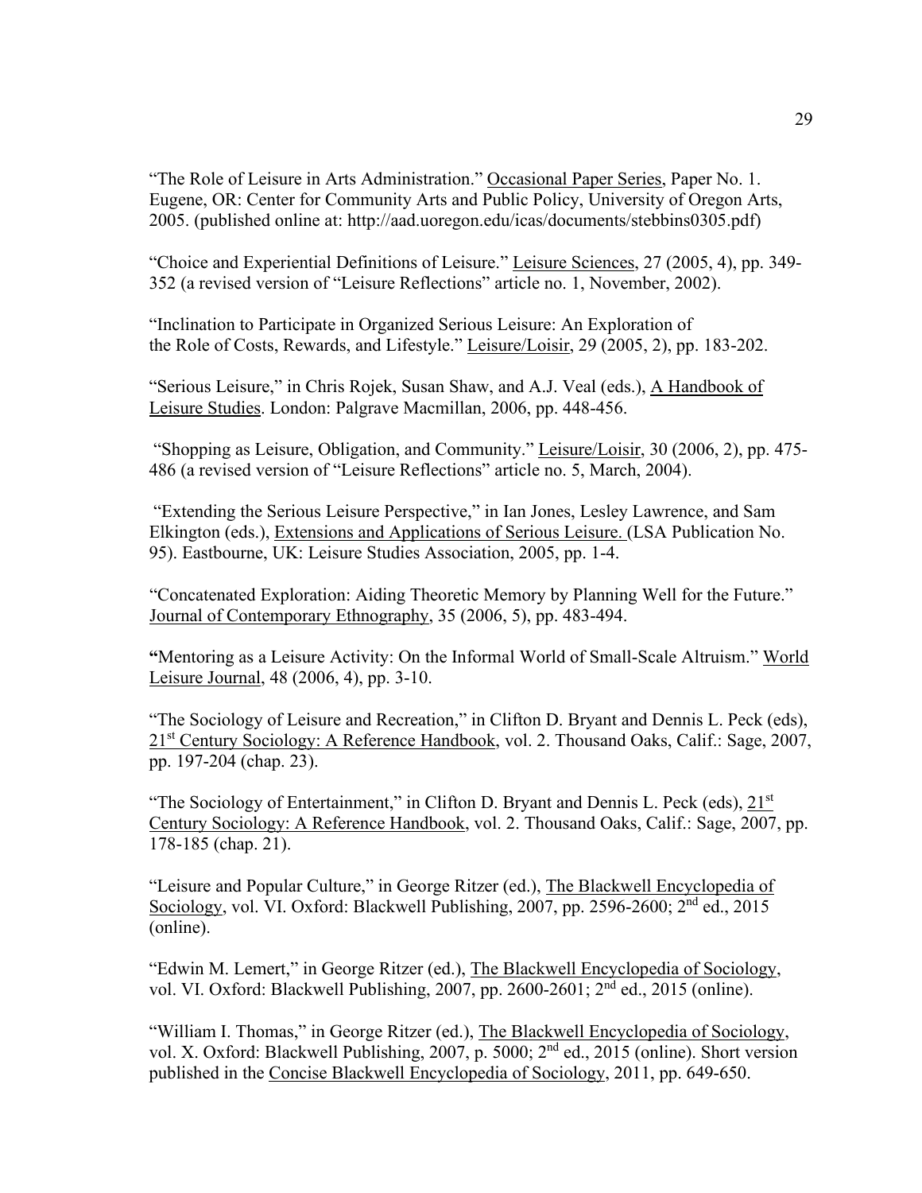"The Role of Leisure in Arts Administration." <u>Occasional Paper Series</u>, Paper No. 1. Eugene, OR: Center for Community Arts and Public Policy, University of Oregon Arts, 2005. (published online at: http://aad.uoregon.edu/icas/documents/stebbins0305.pdf)

"Choice and Experiential Definitions of Leisure." <u>Leisure Sciences</u>, 27 (2005, 4), pp. 349-352 (a revised version of "Leisure Reflections" article no. 1, November, 2002).

"Inclination to Participate in Organized Serious Leisure: An Exploration of the Role of Costs, Rewards, and Lifestyle." <u>Leisure/Loisir</u>, 29 (2005, 2), pp. 183-202.

"Serious Leisure," in Chris Rojek, Susan Shaw, and A.J. Veal (eds.), <u>A Handbook of Leisure Studies</u>. London: Palgrave Macmillan, 2006, pp. 448-456.

"Shopping as Leisure, Obligation, and Community." <u>Leisure/Loisir</u>, 30 (2006, 2), pp. 475-486 (a revised version of "Leisure Reflections" article no. 5, March, 2004).

"Extending the Serious Leisure Perspective," in Ian Jones, Lesley Lawrence, and Sam Elkington (eds.), <u>Extensions and Applications of Serious Leisure.</u> (LSA Publication No. 95). Eastbourne, UK: Leisure Studies Association, 2005, pp. 1-4.

"Concatenated Exploration: Aiding Theoretic Memory by Planning Well for the Future." <u>Journal of Contemporary Ethnography</u>, 35 (2006, 5), pp. 483-494.

**"**Mentoring as a Leisure Activity: On the Informal World of Small-Scale Altruism." <u>World Leisure Journal</u>, 48 (2006, 4), pp. 3-10.

"The Sociology of Leisure and Recreation," in Clifton D. Bryant and Dennis L. Peck (eds), <u>21st Century Sociology: A Reference Handbook</u>, vol. 2. Thousand Oaks, Calif.: Sage, 2007, pp. 197-204 (chap. 23).

"The Sociology of Entertainment," in Clifton D. Bryant and Dennis L. Peck (eds), <u>21st Century Sociology: A Reference Handbook</u>, vol. 2. Thousand Oaks, Calif.: Sage, 2007, pp. 178-185 (chap. 21).

"Leisure and Popular Culture," in George Ritzer (ed.), <u>The Blackwell Encyclopedia of Sociology</u>, vol. VI. Oxford: Blackwell Publishing, 2007, pp. 2596-2600; 2nd ed., 2015 (online).

"Edwin M. Lemert," in George Ritzer (ed.), <u>The Blackwell Encyclopedia of Sociology</u>, vol. VI. Oxford: Blackwell Publishing, 2007, pp. 2600-2601; 2nd ed., 2015 (online).

"William I. Thomas," in George Ritzer (ed.), <u>The Blackwell Encyclopedia of Sociology</u>, vol. X. Oxford: Blackwell Publishing, 2007, p. 5000; 2nd ed., 2015 (online). Short version published in the <u>Concise Blackwell Encyclopedia of Sociology</u>, 2011, pp. 649-650.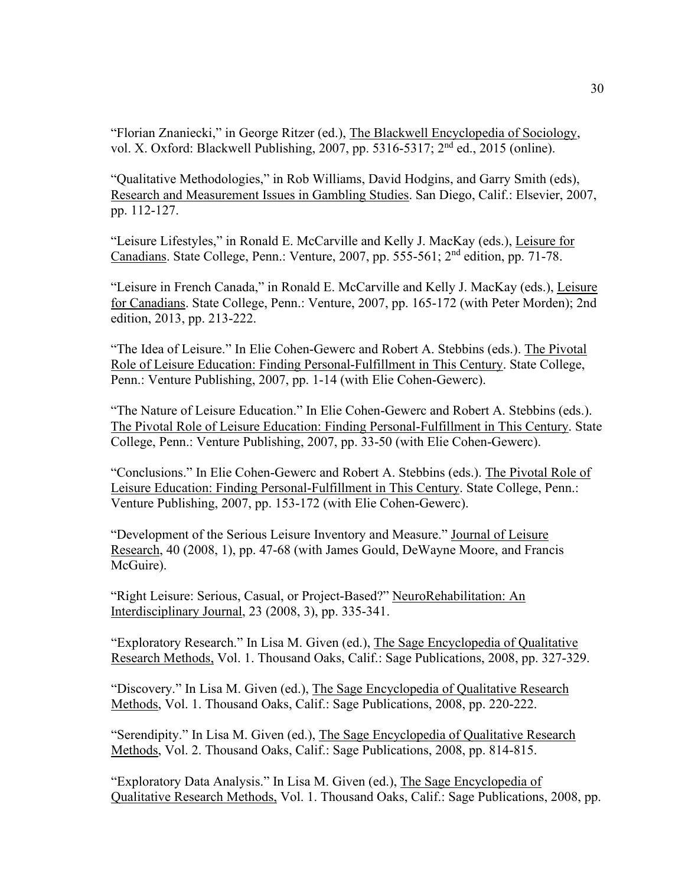"Florian Znaniecki," in George Ritzer (ed.), The Blackwell Encyclopedia of Sociology, vol. X. Oxford: Blackwell Publishing, 2007, pp. 5316-5317; 2nd ed., 2015 (online).

"Qualitative Methodologies," in Rob Williams, David Hodgins, and Garry Smith (eds), Research and Measurement Issues in Gambling Studies. San Diego, Calif.: Elsevier, 2007, pp. 112-127.

"Leisure Lifestyles," in Ronald E. McCarville and Kelly J. MacKay (eds.), Leisure for Canadians. State College, Penn.: Venture, 2007, pp. 555-561; 2nd edition, pp. 71-78.

"Leisure in French Canada," in Ronald E. McCarville and Kelly J. MacKay (eds.), Leisure for Canadians. State College, Penn.: Venture, 2007, pp. 165-172 (with Peter Morden); 2nd edition, 2013, pp. 213-222.

"The Idea of Leisure." In Elie Cohen-Gewerc and Robert A. Stebbins (eds.). The Pivotal Role of Leisure Education: Finding Personal-Fulfillment in This Century. State College, Penn.: Venture Publishing, 2007, pp. 1-14 (with Elie Cohen-Gewerc).

"The Nature of Leisure Education." In Elie Cohen-Gewerc and Robert A. Stebbins (eds.). The Pivotal Role of Leisure Education: Finding Personal-Fulfillment in This Century. State College, Penn.: Venture Publishing, 2007, pp. 33-50 (with Elie Cohen-Gewerc).

"Conclusions." In Elie Cohen-Gewerc and Robert A. Stebbins (eds.). The Pivotal Role of Leisure Education: Finding Personal-Fulfillment in This Century. State College, Penn.: Venture Publishing, 2007, pp. 153-172 (with Elie Cohen-Gewerc).

"Development of the Serious Leisure Inventory and Measure." Journal of Leisure Research, 40 (2008, 1), pp. 47-68 (with James Gould, DeWayne Moore, and Francis McGuire).

"Right Leisure: Serious, Casual, or Project-Based?" NeuroRehabilitation: An Interdisciplinary Journal, 23 (2008, 3), pp. 335-341.

"Exploratory Research." In Lisa M. Given (ed.), The Sage Encyclopedia of Qualitative Research Methods, Vol. 1. Thousand Oaks, Calif.: Sage Publications, 2008, pp. 327-329.

"Discovery." In Lisa M. Given (ed.), The Sage Encyclopedia of Qualitative Research Methods, Vol. 1. Thousand Oaks, Calif.: Sage Publications, 2008, pp. 220-222.

"Serendipity." In Lisa M. Given (ed.), The Sage Encyclopedia of Qualitative Research Methods, Vol. 2. Thousand Oaks, Calif.: Sage Publications, 2008, pp. 814-815.

"Exploratory Data Analysis." In Lisa M. Given (ed.), The Sage Encyclopedia of Qualitative Research Methods, Vol. 1. Thousand Oaks, Calif.: Sage Publications, 2008, pp.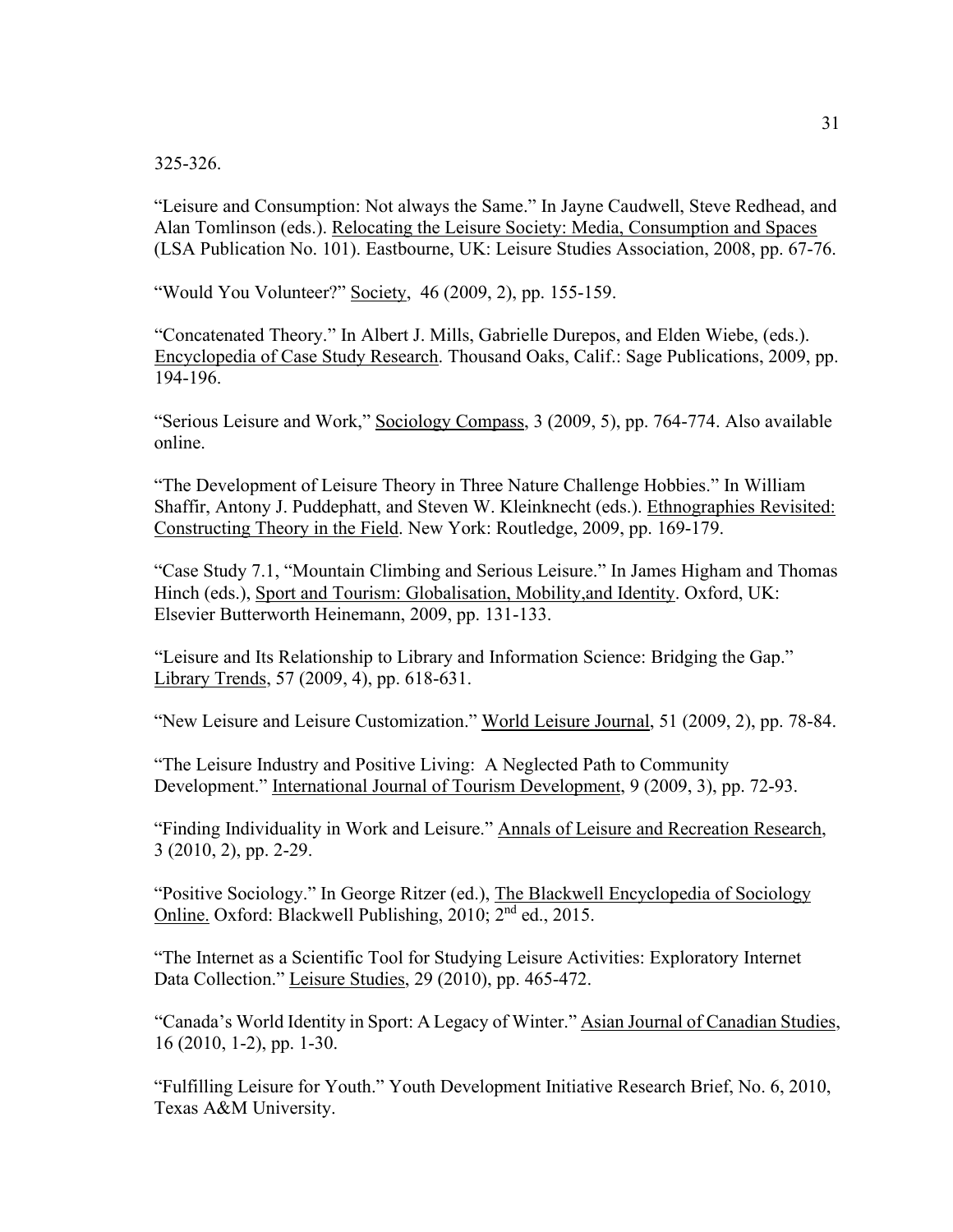325-326.

“Leisure and Consumption: Not always the Same.” In Jayne Caudwell, Steve Redhead, and Alan Tomlinson (eds.). Relocating the Leisure Society: Media, Consumption and Spaces (LSA Publication No. 101). Eastbourne, UK: Leisure Studies Association, 2008, pp. 67-76.

“Would You Volunteer?” Society, 46 (2009, 2), pp. 155-159.

“Concatenated Theory.” In Albert J. Mills, Gabrielle Durepos, and Elden Wiebe, (eds.). Encyclopedia of Case Study Research. Thousand Oaks, Calif.: Sage Publications, 2009, pp. 194-196.

“Serious Leisure and Work,” Sociology Compass, 3 (2009, 5), pp. 764-774. Also available online.

“The Development of Leisure Theory in Three Nature Challenge Hobbies.” In William Shaffir, Antony J. Puddephatt, and Steven W. Kleinknecht (eds.). Ethnographies Revisited: Constructing Theory in the Field. New York: Routledge, 2009, pp. 169-179.

“Case Study 7.1, “Mountain Climbing and Serious Leisure.” In James Higham and Thomas Hinch (eds.), Sport and Tourism: Globalisation, Mobility,and Identity. Oxford, UK: Elsevier Butterworth Heinemann, 2009, pp. 131-133.

“Leisure and Its Relationship to Library and Information Science: Bridging the Gap.” Library Trends, 57 (2009, 4), pp. 618-631.

“New Leisure and Leisure Customization.” World Leisure Journal, 51 (2009, 2), pp. 78-84.

“The Leisure Industry and Positive Living: A Neglected Path to Community Development.” International Journal of Tourism Development, 9 (2009, 3), pp. 72-93.

“Finding Individuality in Work and Leisure.” Annals of Leisure and Recreation Research, 3 (2010, 2), pp. 2-29.

“Positive Sociology.” In George Ritzer (ed.), The Blackwell Encyclopedia of Sociology Online. Oxford: Blackwell Publishing, 2010; 2nd ed., 2015.

“The Internet as a Scientific Tool for Studying Leisure Activities: Exploratory Internet Data Collection.” Leisure Studies, 29 (2010), pp. 465-472.

“Canada’s World Identity in Sport: A Legacy of Winter.” Asian Journal of Canadian Studies, 16 (2010, 1-2), pp. 1-30.

“Fulfilling Leisure for Youth.” Youth Development Initiative Research Brief, No. 6, 2010, Texas A&M University.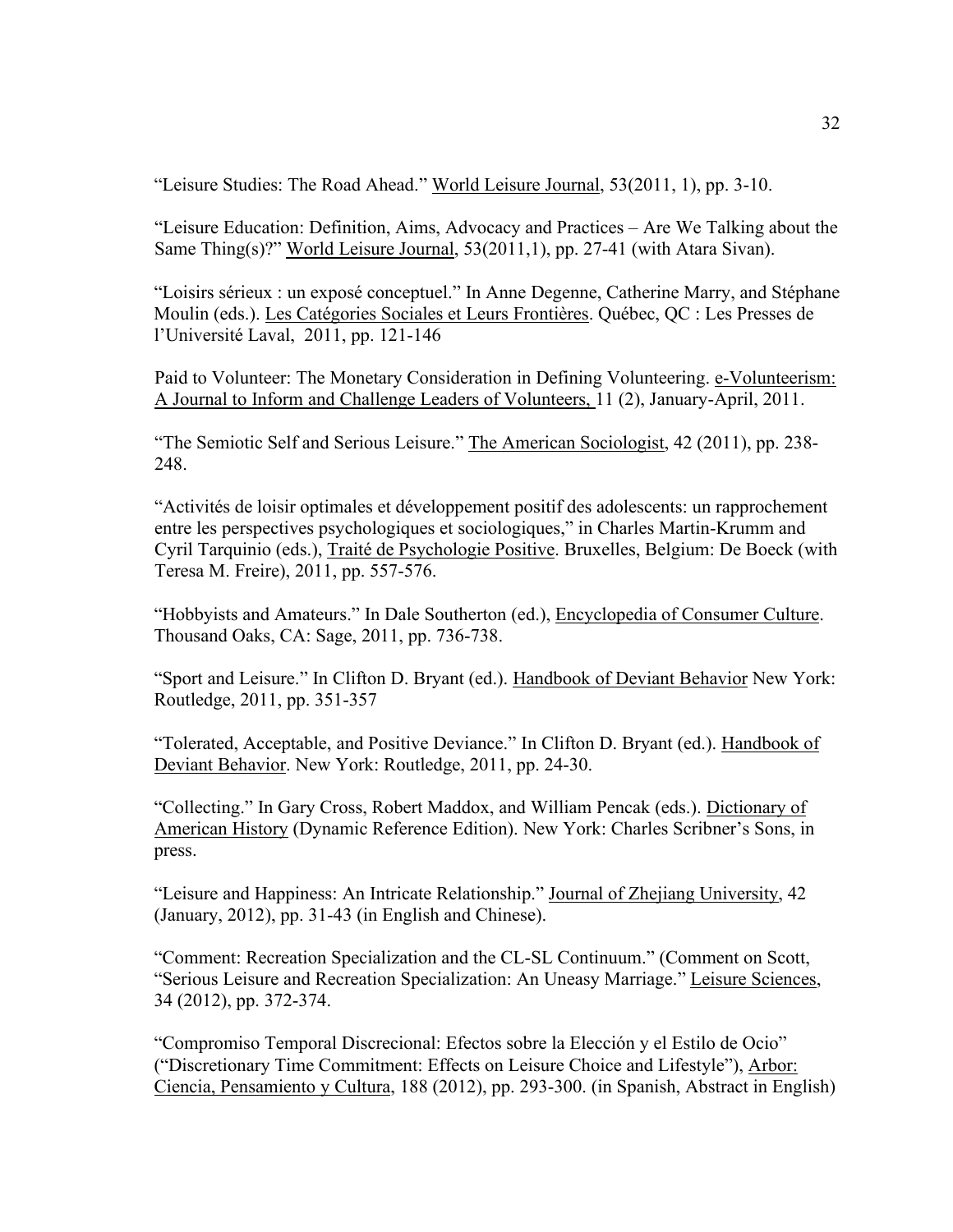"Leisure Studies: The Road Ahead." World Leisure Journal, 53(2011, 1), pp. 3-10.

"Leisure Education: Definition, Aims, Advocacy and Practices – Are We Talking about the Same Thing(s)?" World Leisure Journal, 53(2011,1), pp. 27-41 (with Atara Sivan).

"Loisirs sérieux : un exposé conceptuel." In Anne Degenne, Catherine Marry, and Stéphane Moulin (eds.). Les Catégories Sociales et Leurs Frontières. Québec, QC : Les Presses de l'Université Laval, 2011, pp. 121-146

Paid to Volunteer: The Monetary Consideration in Defining Volunteering. e-Volunteerism: A Journal to Inform and Challenge Leaders of Volunteers, 11 (2), January-April, 2011.

"The Semiotic Self and Serious Leisure." The American Sociologist, 42 (2011), pp. 238-248.

"Activités de loisir optimales et développement positif des adolescents: un rapprochement entre les perspectives psychologiques et sociologiques," in Charles Martin-Krumm and Cyril Tarquinio (eds.), Traité de Psychologie Positive. Bruxelles, Belgium: De Boeck (with Teresa M. Freire), 2011, pp. 557-576.

"Hobbyists and Amateurs." In Dale Southerton (ed.), Encyclopedia of Consumer Culture. Thousand Oaks, CA: Sage, 2011, pp. 736-738.

"Sport and Leisure." In Clifton D. Bryant (ed.). Handbook of Deviant Behavior New York: Routledge, 2011, pp. 351-357

"Tolerated, Acceptable, and Positive Deviance." In Clifton D. Bryant (ed.). Handbook of Deviant Behavior. New York: Routledge, 2011, pp. 24-30.

"Collecting." In Gary Cross, Robert Maddox, and William Pencak (eds.). Dictionary of American History (Dynamic Reference Edition). New York: Charles Scribner's Sons, in press.

"Leisure and Happiness: An Intricate Relationship." Journal of Zhejiang University, 42 (January, 2012), pp. 31-43 (in English and Chinese).

"Comment: Recreation Specialization and the CL-SL Continuum." (Comment on Scott, "Serious Leisure and Recreation Specialization: An Uneasy Marriage." Leisure Sciences, 34 (2012), pp. 372-374.

"Compromiso Temporal Discrecional: Efectos sobre la Elección y el Estilo de Ocio" ("Discretionary Time Commitment: Effects on Leisure Choice and Lifestyle"), Arbor: Ciencia, Pensamiento y Cultura, 188 (2012), pp. 293-300. (in Spanish, Abstract in English)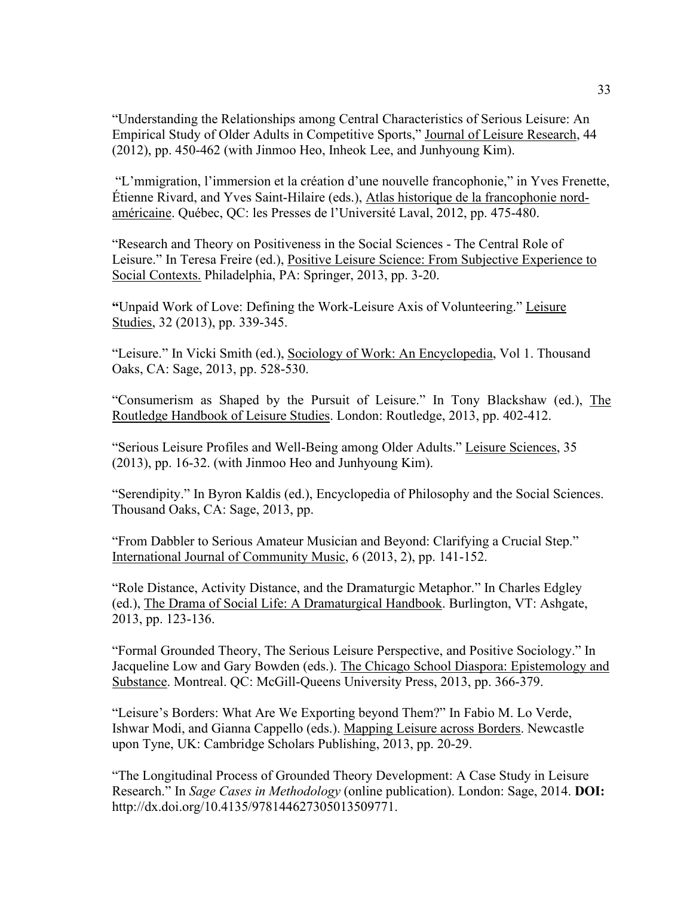"Understanding the Relationships among Central Characteristics of Serious Leisure: An Empirical Study of Older Adults in Competitive Sports," Journal of Leisure Research, 44 (2012), pp. 450-462 (with Jinmoo Heo, Inheok Lee, and Junhyoung Kim).

"L'mmigration, l'immersion et la création d'une nouvelle francophonie," in Yves Frenette, Étienne Rivard, and Yves Saint-Hilaire (eds.), Atlas historique de la francophonie nord-américaine. Québec, QC: les Presses de l'Université Laval, 2012, pp. 475-480.

"Research and Theory on Positiveness in the Social Sciences - The Central Role of Leisure." In Teresa Freire (ed.), Positive Leisure Science: From Subjective Experience to Social Contexts. Philadelphia, PA: Springer, 2013, pp. 3-20.

**"**Unpaid Work of Love: Defining the Work-Leisure Axis of Volunteering." Leisure Studies, 32 (2013), pp. 339-345.

"Leisure." In Vicki Smith (ed.), Sociology of Work: An Encyclopedia, Vol 1. Thousand Oaks, CA: Sage, 2013, pp. 528-530.

"Consumerism as Shaped by the Pursuit of Leisure." In Tony Blackshaw (ed.), The Routledge Handbook of Leisure Studies. London: Routledge, 2013, pp. 402-412.

"Serious Leisure Profiles and Well-Being among Older Adults." Leisure Sciences, 35 (2013), pp. 16-32. (with Jinmoo Heo and Junhyoung Kim).

"Serendipity." In Byron Kaldis (ed.), Encyclopedia of Philosophy and the Social Sciences. Thousand Oaks, CA: Sage, 2013, pp.

"From Dabbler to Serious Amateur Musician and Beyond: Clarifying a Crucial Step." International Journal of Community Music, 6 (2013, 2), pp. 141-152.

"Role Distance, Activity Distance, and the Dramaturgic Metaphor." In Charles Edgley (ed.), The Drama of Social Life: A Dramaturgical Handbook. Burlington, VT: Ashgate, 2013, pp. 123-136.

"Formal Grounded Theory, The Serious Leisure Perspective, and Positive Sociology." In Jacqueline Low and Gary Bowden (eds.). The Chicago School Diaspora: Epistemology and Substance. Montreal. QC: McGill-Queens University Press, 2013, pp. 366-379.

"Leisure's Borders: What Are We Exporting beyond Them?" In Fabio M. Lo Verde, Ishwar Modi, and Gianna Cappello (eds.). Mapping Leisure across Borders. Newcastle upon Tyne, UK: Cambridge Scholars Publishing, 2013, pp. 20-29.

"The Longitudinal Process of Grounded Theory Development: A Case Study in Leisure Research." In *Sage Cases in Methodology* (online publication). London: Sage, 2014. **DOI:** http://dx.doi.org/10.4135/978144627305013509771.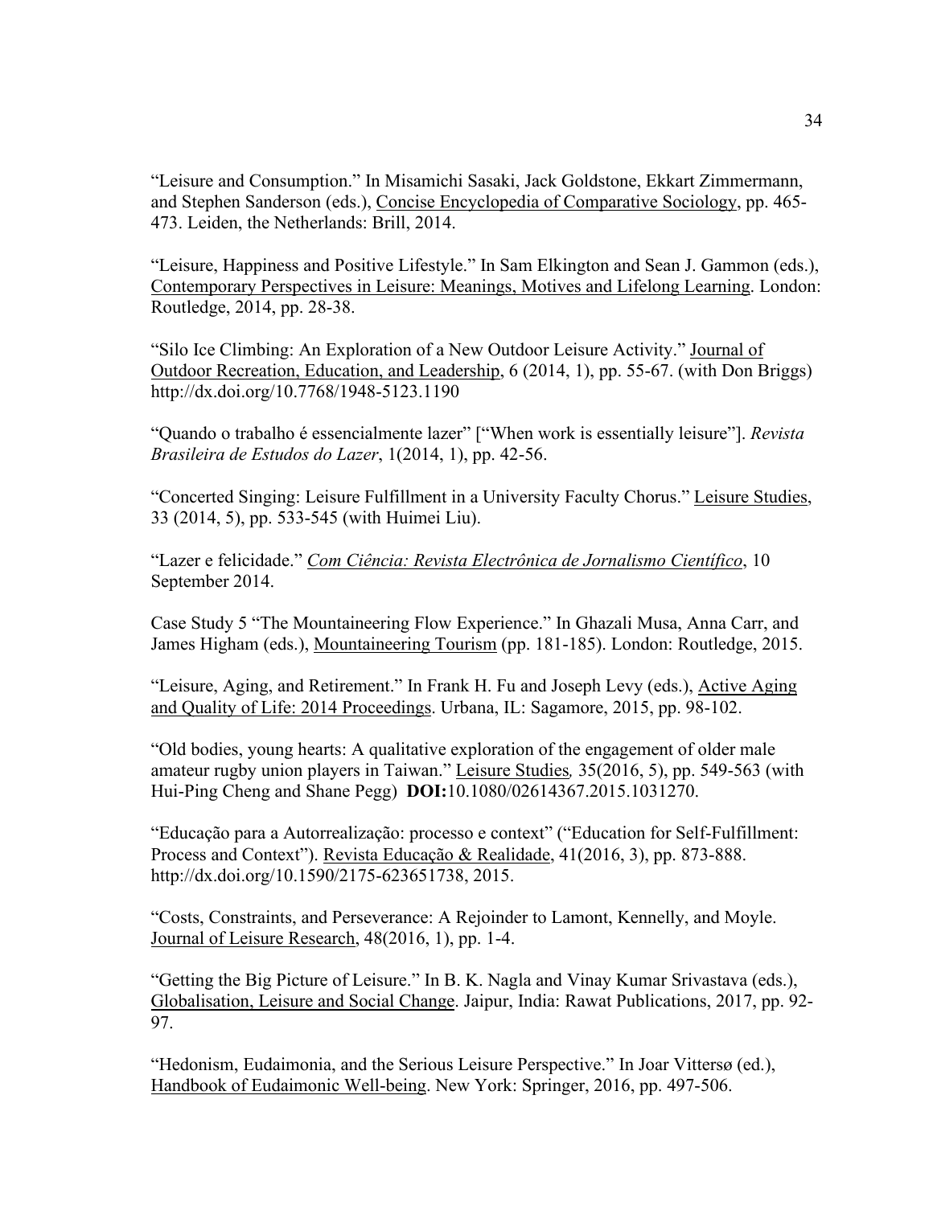"Leisure and Consumption." In Misamichi Sasaki, Jack Goldstone, Ekkart Zimmermann, and Stephen Sanderson (eds.), Concise Encyclopedia of Comparative Sociology, pp. 465-473. Leiden, the Netherlands: Brill, 2014.

"Leisure, Happiness and Positive Lifestyle." In Sam Elkington and Sean J. Gammon (eds.), Contemporary Perspectives in Leisure: Meanings, Motives and Lifelong Learning. London: Routledge, 2014, pp. 28-38.

"Silo Ice Climbing: An Exploration of a New Outdoor Leisure Activity." Journal of Outdoor Recreation, Education, and Leadership, 6 (2014, 1), pp. 55-67. (with Don Briggs) http://dx.doi.org/10.7768/1948-5123.1190

"Quando o trabalho é essencialmente lazer" ["When work is essentially leisure"]. *Revista Brasileira de Estudos do Lazer*, 1(2014, 1), pp. 42-56.

"Concerted Singing: Leisure Fulfillment in a University Faculty Chorus." Leisure Studies, 33 (2014, 5), pp. 533-545 (with Huimei Liu).

"Lazer e felicidade." *Com Ciência: Revista Electrônica de Jornalismo Científico*, 10 September 2014.

Case Study 5 "The Mountaineering Flow Experience." In Ghazali Musa, Anna Carr, and James Higham (eds.), Mountaineering Tourism (pp. 181-185). London: Routledge, 2015.

"Leisure, Aging, and Retirement." In Frank H. Fu and Joseph Levy (eds.), Active Aging and Quality of Life: 2014 Proceedings. Urbana, IL: Sagamore, 2015, pp. 98-102.

"Old bodies, young hearts: A qualitative exploration of the engagement of older male amateur rugby union players in Taiwan." Leisure Studies*,* 35(2016, 5), pp. 549-563 (with Hui-Ping Cheng and Shane Pegg) **DOI:**10.1080/02614367.2015.1031270.

"Educação para a Autorrealização: processo e context" ("Education for Self-Fulfillment: Process and Context"). Revista Educação & Realidade, 41(2016, 3), pp. 873-888. http://dx.doi.org/10.1590/2175-623651738, 2015.

"Costs, Constraints, and Perseverance: A Rejoinder to Lamont, Kennelly, and Moyle. Journal of Leisure Research, 48(2016, 1), pp. 1-4.

"Getting the Big Picture of Leisure." In B. K. Nagla and Vinay Kumar Srivastava (eds.), Globalisation, Leisure and Social Change. Jaipur, India: Rawat Publications, 2017, pp. 92-97.

"Hedonism, Eudaimonia, and the Serious Leisure Perspective." In Joar Vittersø (ed.), Handbook of Eudaimonic Well-being. New York: Springer, 2016, pp. 497-506.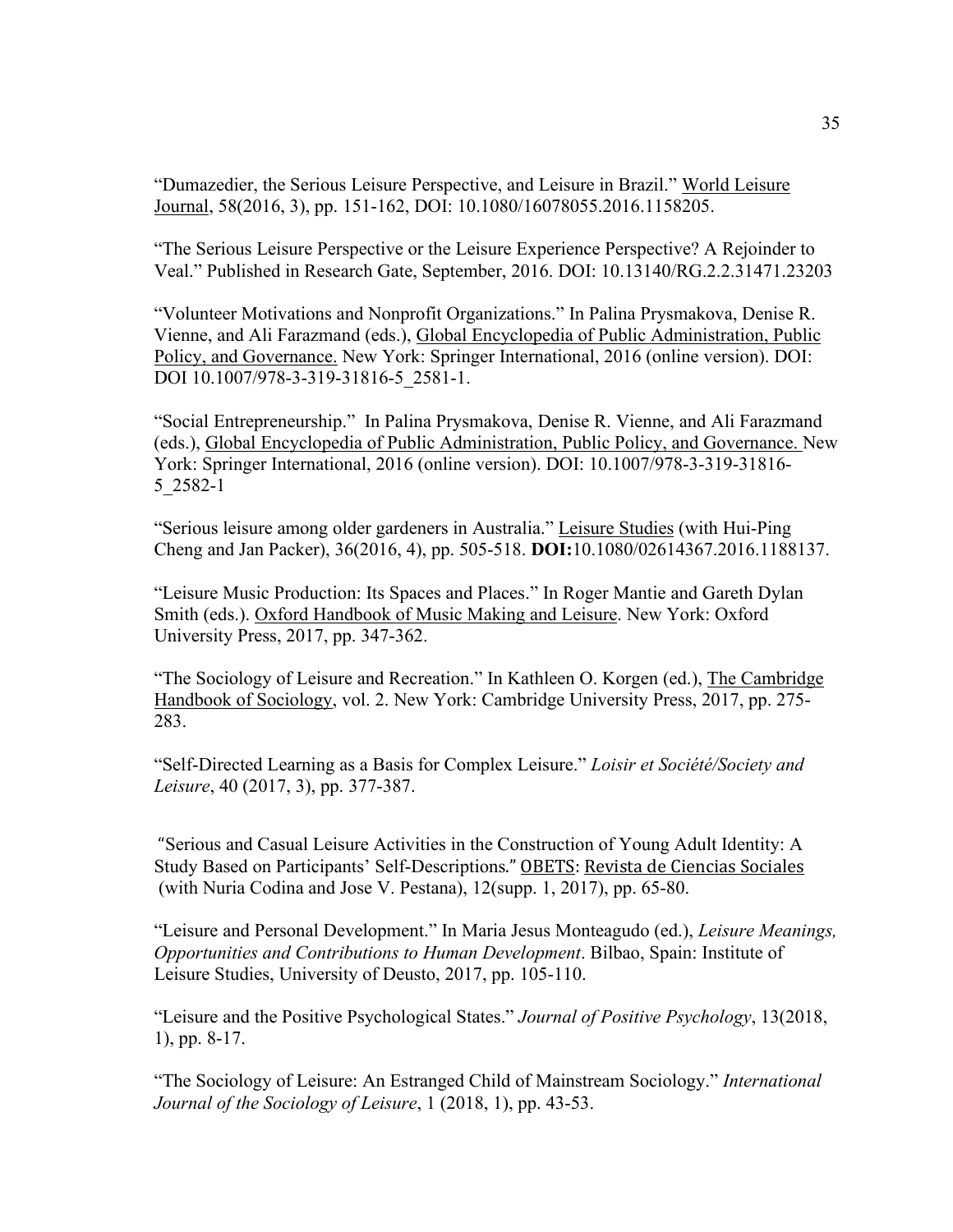"Dumazedier, the Serious Leisure Perspective, and Leisure in Brazil." World Leisure Journal, 58(2016, 3), pp. 151-162, DOI: 10.1080/16078055.2016.1158205.

"The Serious Leisure Perspective or the Leisure Experience Perspective? A Rejoinder to Veal." Published in Research Gate, September, 2016. DOI: 10.13140/RG.2.2.31471.23203

"Volunteer Motivations and Nonprofit Organizations." In Palina Prysmakova, Denise R. Vienne, and Ali Farazmand (eds.), Global Encyclopedia of Public Administration, Public Policy, and Governance. New York: Springer International, 2016 (online version). DOI: DOI 10.1007/978-3-319-31816-5_2581-1.

"Social Entrepreneurship." In Palina Prysmakova, Denise R. Vienne, and Ali Farazmand (eds.), Global Encyclopedia of Public Administration, Public Policy, and Governance. New York: Springer International, 2016 (online version). DOI: 10.1007/978-3-319-31816-5_2582-1

"Serious leisure among older gardeners in Australia." Leisure Studies (with Hui-Ping Cheng and Jan Packer), 36(2016, 4), pp. 505-518. **DOI:**10.1080/02614367.2016.1188137.

"Leisure Music Production: Its Spaces and Places." In Roger Mantie and Gareth Dylan Smith (eds.). Oxford Handbook of Music Making and Leisure. New York: Oxford University Press, 2017, pp. 347-362.

"The Sociology of Leisure and Recreation." In Kathleen O. Korgen (ed.), The Cambridge Handbook of Sociology, vol. 2. New York: Cambridge University Press, 2017, pp. 275-283.

"Self-Directed Learning as a Basis for Complex Leisure." *Loisir et Société/Society and Leisure*, 40 (2017, 3), pp. 377-387.

"Serious and Casual Leisure Activities in the Construction of Young Adult Identity: A Study Based on Participants' Self-Descriptions." OBETS: Revista de Ciencias Sociales (with Nuria Codina and Jose V. Pestana), 12(supp. 1, 2017), pp. 65-80.

"Leisure and Personal Development." In Maria Jesus Monteagudo (ed.), *Leisure Meanings, Opportunities and Contributions to Human Development*. Bilbao, Spain: Institute of Leisure Studies, University of Deusto, 2017, pp. 105-110.

"Leisure and the Positive Psychological States." *Journal of Positive Psychology*, 13(2018, 1), pp. 8-17.

"The Sociology of Leisure: An Estranged Child of Mainstream Sociology." *International Journal of the Sociology of Leisure*, 1 (2018, 1), pp. 43-53.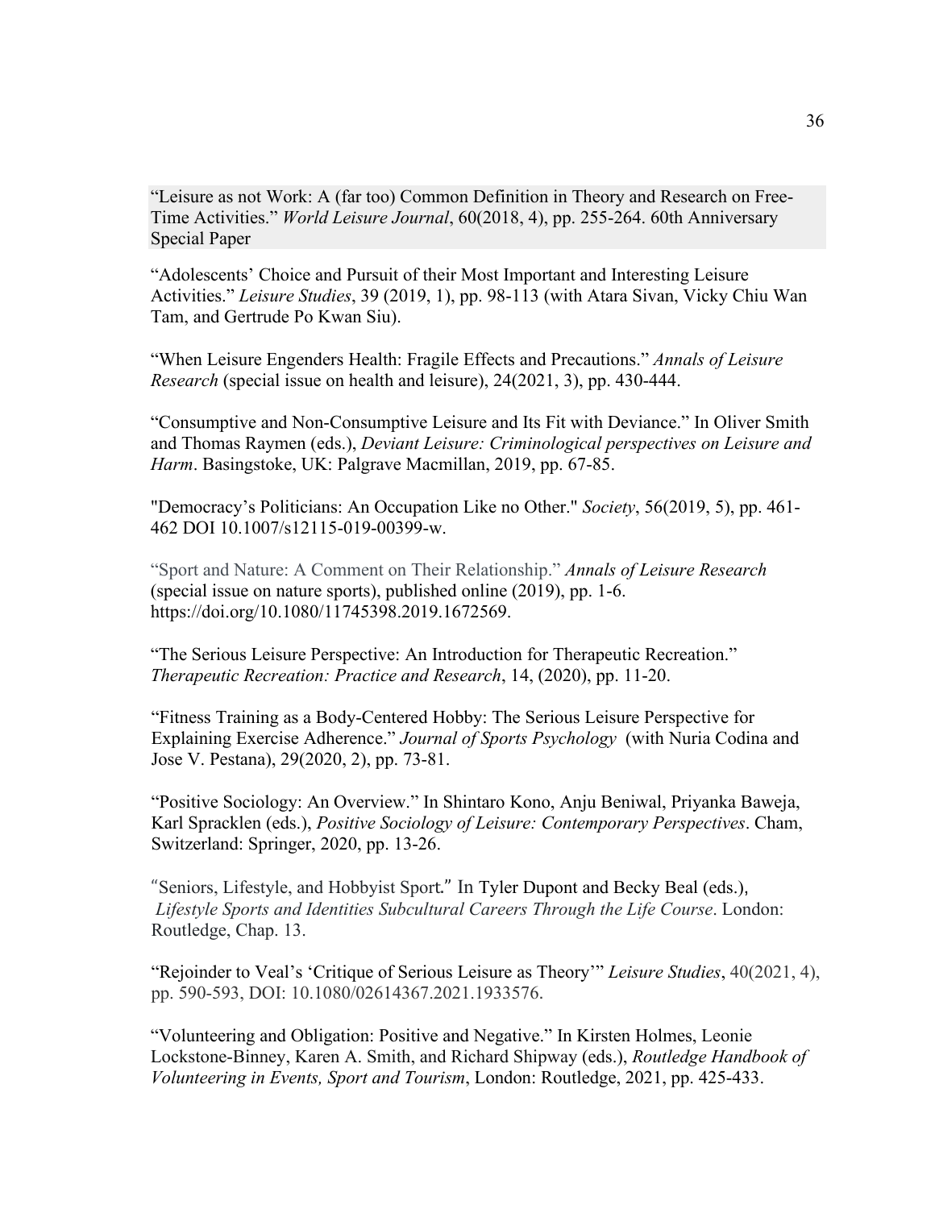“Leisure as not Work: A (far too) Common Definition in Theory and Research on Free-Time Activities.” *World Leisure Journal*, 60(2018, 4), pp. 255-264. 60th Anniversary Special Paper

“Adolescents’ Choice and Pursuit of their Most Important and Interesting Leisure Activities.” *Leisure Studies*, 39 (2019, 1), pp. 98-113 (with Atara Sivan, Vicky Chiu Wan Tam, and Gertrude Po Kwan Siu).

“When Leisure Engenders Health: Fragile Effects and Precautions.” *Annals of Leisure Research* (special issue on health and leisure), 24(2021, 3), pp. 430-444.

“Consumptive and Non-Consumptive Leisure and Its Fit with Deviance.” In Oliver Smith and Thomas Raymen (eds.), *Deviant Leisure: Criminological perspectives on Leisure and Harm*. Basingstoke, UK: Palgrave Macmillan, 2019, pp. 67-85.

"Democracy’s Politicians: An Occupation Like no Other." *Society*, 56(2019, 5), pp. 461-462 DOI 10.1007/s12115-019-00399-w.

“Sport and Nature: A Comment on Their Relationship.” *Annals of Leisure Research* (special issue on nature sports), published online (2019), pp. 1-6. https://doi.org/10.1080/11745398.2019.1672569.

“The Serious Leisure Perspective: An Introduction for Therapeutic Recreation.” *Therapeutic Recreation: Practice and Research*, 14, (2020), pp. 11-20.

“Fitness Training as a Body-Centered Hobby: The Serious Leisure Perspective for Explaining Exercise Adherence.” *Journal of Sports Psychology* (with Nuria Codina and Jose V. Pestana), 29(2020, 2), pp. 73-81.

“Positive Sociology: An Overview.” In Shintaro Kono, Anju Beniwal, Priyanka Baweja, Karl Spracklen (eds.), *Positive Sociology of Leisure: Contemporary Perspectives*. Cham, Switzerland: Springer, 2020, pp. 13-26.

“Seniors, Lifestyle, and Hobbyist Sport.” In Tyler Dupont and Becky Beal (eds.), *Lifestyle Sports and Identities Subcultural Careers Through the Life Course*. London: Routledge, Chap. 13.

“Rejoinder to Veal’s ‘Critique of Serious Leisure as Theory’” *Leisure Studies*, 40(2021, 4), pp. 590-593, DOI: 10.1080/02614367.2021.1933576.

“Volunteering and Obligation: Positive and Negative.” In Kirsten Holmes, Leonie Lockstone-Binney, Karen A. Smith, and Richard Shipway (eds.), *Routledge Handbook of Volunteering in Events, Sport and Tourism*, London: Routledge, 2021, pp. 425-433.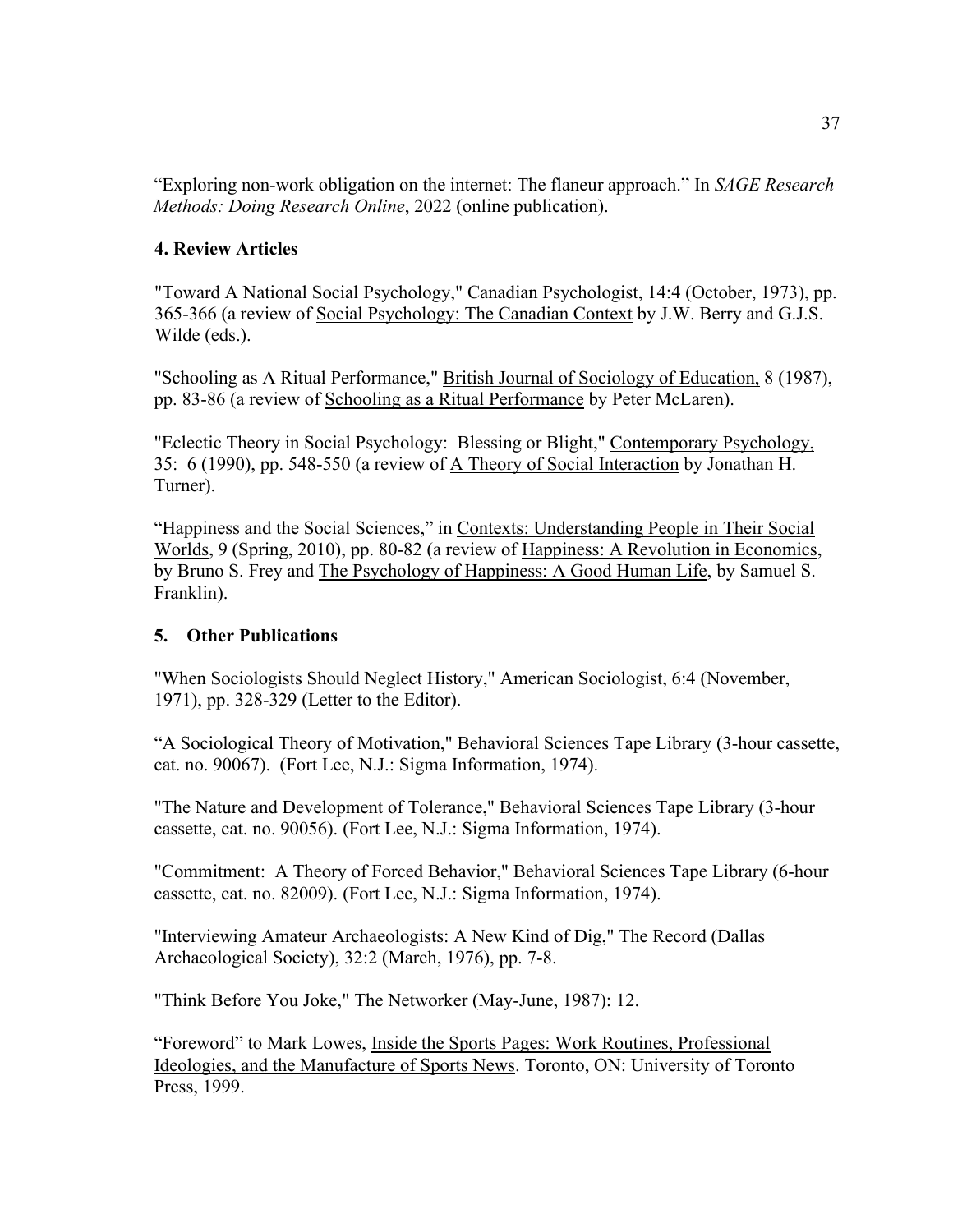"Exploring non-work obligation on the internet: The flaneur approach." In *SAGE Research Methods: Doing Research Online*, 2022 (online publication).

### 4. Review Articles

"Toward A National Social Psychology," Canadian Psychologist, 14:4 (October, 1973), pp. 365-366 (a review of Social Psychology: The Canadian Context by J.W. Berry and G.J.S. Wilde (eds.).

"Schooling as A Ritual Performance," British Journal of Sociology of Education, 8 (1987), pp. 83-86 (a review of Schooling as a Ritual Performance by Peter McLaren).

"Eclectic Theory in Social Psychology: Blessing or Blight," Contemporary Psychology, 35: 6 (1990), pp. 548-550 (a review of A Theory of Social Interaction by Jonathan H. Turner).

"Happiness and the Social Sciences," in Contexts: Understanding People in Their Social Worlds, 9 (Spring, 2010), pp. 80-82 (a review of Happiness: A Revolution in Economics, by Bruno S. Frey and The Psychology of Happiness: A Good Human Life, by Samuel S. Franklin).

### 5. Other Publications

"When Sociologists Should Neglect History," American Sociologist, 6:4 (November, 1971), pp. 328-329 (Letter to the Editor).

"A Sociological Theory of Motivation," Behavioral Sciences Tape Library (3-hour cassette, cat. no. 90067). (Fort Lee, N.J.: Sigma Information, 1974).

"The Nature and Development of Tolerance," Behavioral Sciences Tape Library (3-hour cassette, cat. no. 90056). (Fort Lee, N.J.: Sigma Information, 1974).

"Commitment: A Theory of Forced Behavior," Behavioral Sciences Tape Library (6-hour cassette, cat. no. 82009). (Fort Lee, N.J.: Sigma Information, 1974).

"Interviewing Amateur Archaeologists: A New Kind of Dig," The Record (Dallas Archaeological Society), 32:2 (March, 1976), pp. 7-8.

"Think Before You Joke," The Networker (May-June, 1987): 12.

"Foreword" to Mark Lowes, Inside the Sports Pages: Work Routines, Professional Ideologies, and the Manufacture of Sports News. Toronto, ON: University of Toronto Press, 1999.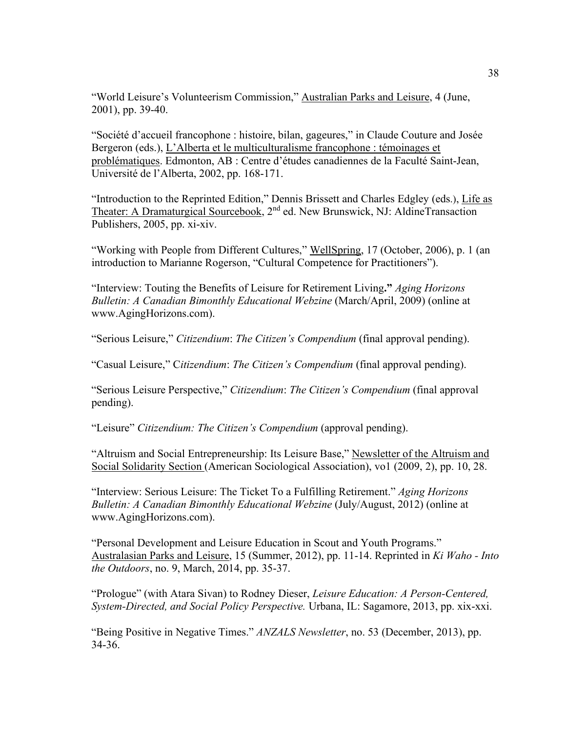“World Leisure’s Volunteerism Commission,” <u>Australian Parks and Leisure</u>, 4 (June, 2001), pp. 39-40.

“Société d’accueil francophone : histoire, bilan, gageures,” in Claude Couture and Josée Bergeron (eds.), <u>L’Alberta et le multiculturalisme francophone : témoinages et problématiques</u>. Edmonton, AB : Centre d’études canadiennes de la Faculté Saint-Jean, Université de l’Alberta, 2002, pp. 168-171.

“Introduction to the Reprinted Edition,” Dennis Brissett and Charles Edgley (eds.), <u>Life as Theater: A Dramaturgical Sourcebook</u>, 2nd ed. New Brunswick, NJ: AldineTransaction Publishers, 2005, pp. xi-xiv.

“Working with People from Different Cultures,” <u>WellSpring</u>, 17 (October, 2006), p. 1 (an introduction to Marianne Rogerson, “Cultural Competence for Practitioners”).

“Interview: Touting the Benefits of Leisure for Retirement Living**.”** *Aging Horizons Bulletin: A Canadian Bimonthly Educational Webzine* (March/April, 2009) (online at www.AgingHorizons.com).

“Serious Leisure,” *Citizendium*: *The Citizen’s Compendium* (final approval pending).

“Casual Leisure,” C*itizendium*: *The Citizen’s Compendium* (final approval pending).

“Serious Leisure Perspective,” *Citizendium*: *The Citizen’s Compendium* (final approval pending).

“Leisure” *Citizendium: The Citizen’s Compendium* (approval pending).

“Altruism and Social Entrepreneurship: Its Leisure Base,” <u>Newsletter of the Altruism and Social Solidarity Section</u> (American Sociological Association), vo1 (2009, 2), pp. 10, 28.

“Interview: Serious Leisure: The Ticket To a Fulfilling Retirement.” *Aging Horizons Bulletin: A Canadian Bimonthly Educational Webzine* (July/August, 2012) (online at www.AgingHorizons.com).

“Personal Development and Leisure Education in Scout and Youth Programs.” <u>Australasian Parks and Leisure</u>, 15 (Summer, 2012), pp. 11-14. Reprinted in *Ki Waho - Into the Outdoors*, no. 9, March, 2014, pp. 35-37.

“Prologue” (with Atara Sivan) to Rodney Dieser, *Leisure Education: A Person-Centered, System-Directed, and Social Policy Perspective.* Urbana, IL: Sagamore, 2013, pp. xix-xxi.

“Being Positive in Negative Times.” *ANZALS Newsletter*, no. 53 (December, 2013), pp. 34-36.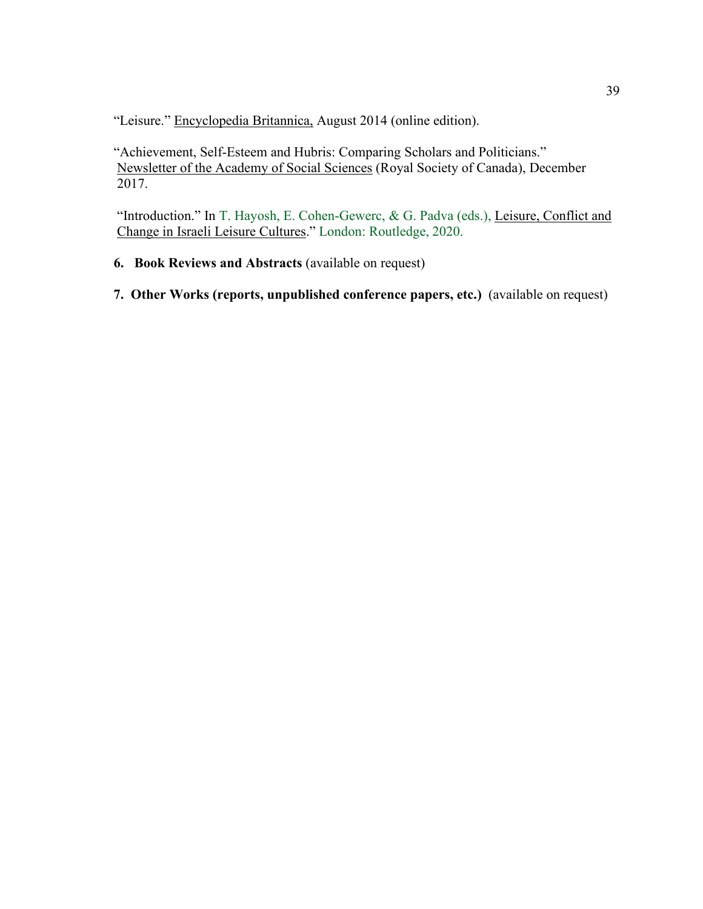"Leisure." Encyclopedia Britannica, August 2014 (online edition).

"Achievement, Self-Esteem and Hubris: Comparing Scholars and Politicians." Newsletter of the Academy of Social Sciences (Royal Society of Canada), December 2017.

"Introduction." In T. Hayosh, E. Cohen-Gewerc, & G. Padva (eds.), Leisure, Conflict and Change in Israeli Leisure Cultures." London: Routledge, 2020.

6. **Book Reviews and Abstracts** (available on request)

7. **Other Works (reports, unpublished conference papers, etc.)** (available on request)